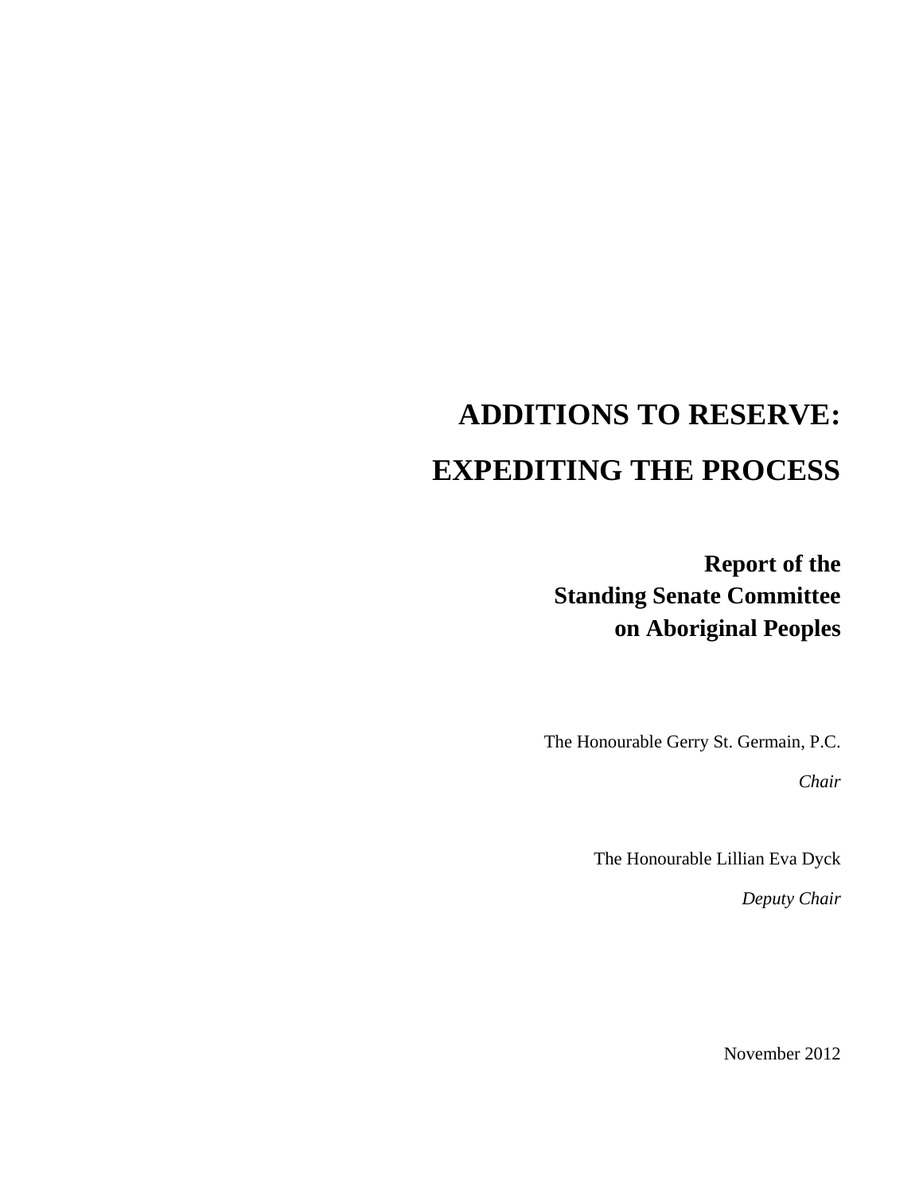# ADDITIONS TO RESERVE:

# EXPEDITING THE PROCESS

**Report of the**
**Standing Senate Committee**
**on Aboriginal Peoples**

The Honourable Gerry St. Germain, P.C.

*Chair*

The Honourable Lillian Eva Dyck

*Deputy Chair*

November 2012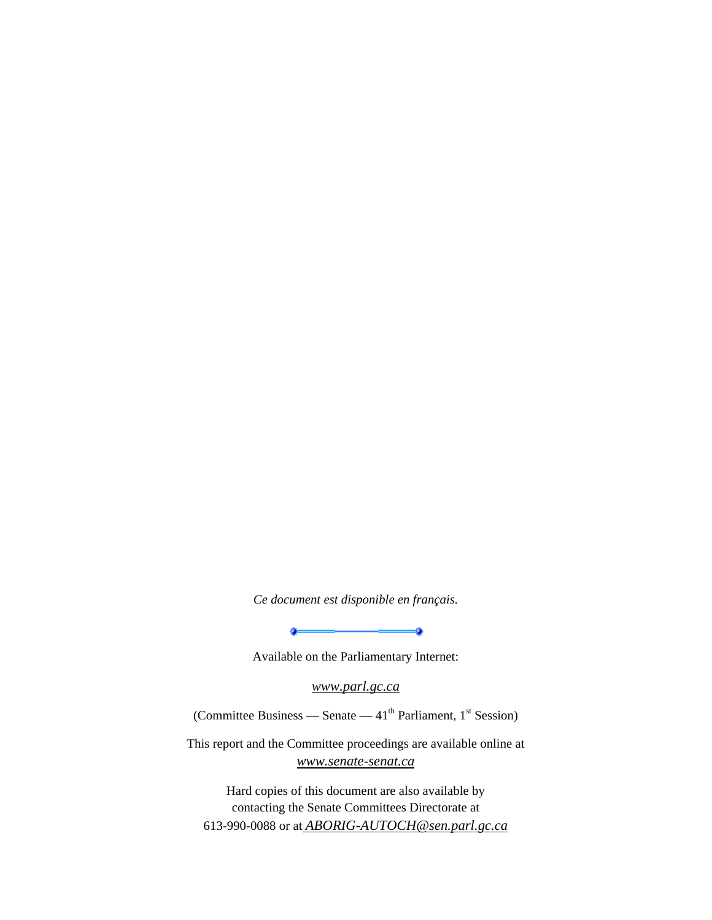*Ce document est disponible en français.*

Available on the Parliamentary Internet:

*www.parl.gc.ca*

(Committee Business — Senate — 41$^{th}$ Parliament, 1$^{st}$ Session)

This report and the Committee proceedings are available online at
*www.senate-senat.ca*

Hard copies of this document are also available by
contacting the Senate Committees Directorate at
613-990-0088 or at *ABORIG-AUTOCH@sen.parl.gc.ca*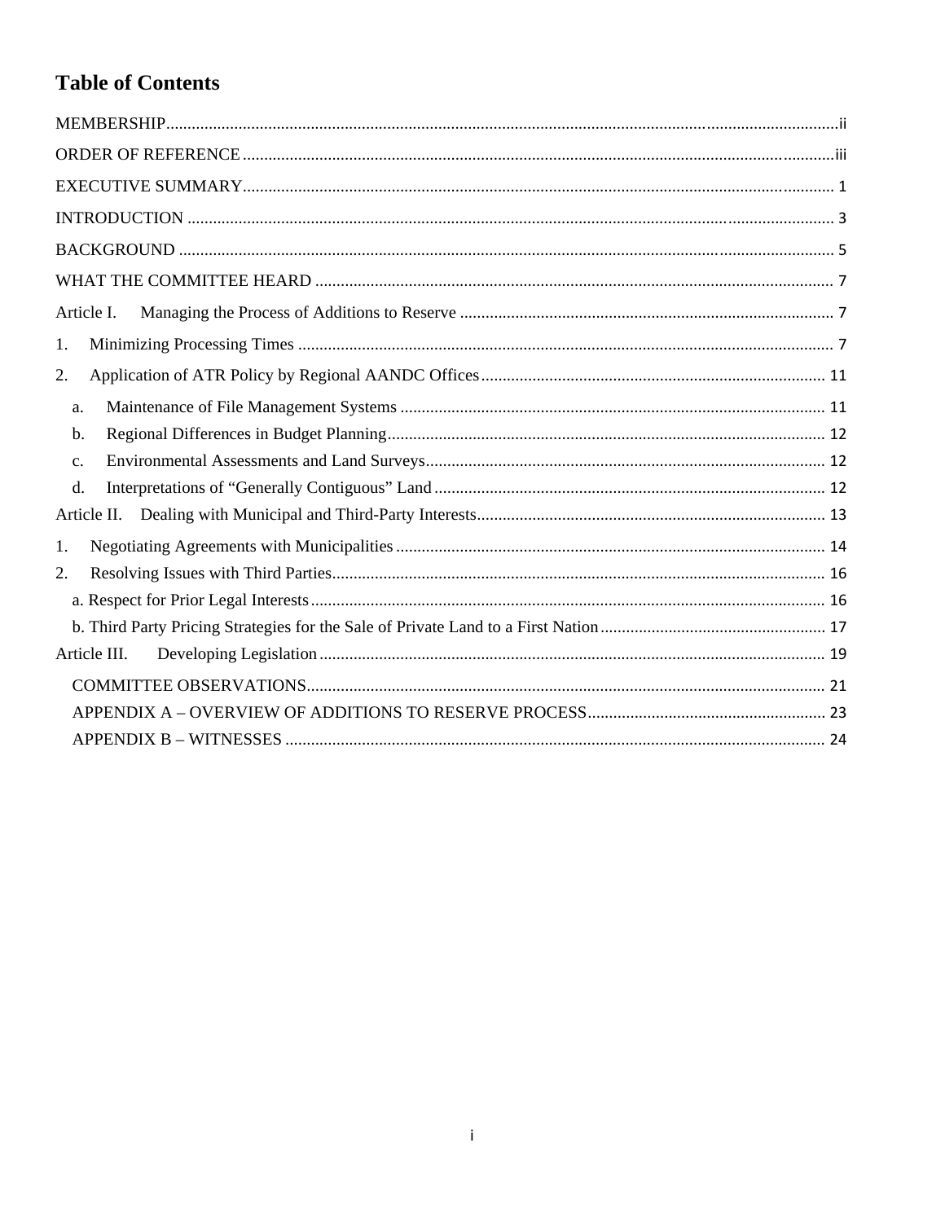# Table of Contents

MEMBERSHIP ..... ii

ORDER OF REFERENCE ..... iii

EXECUTIVE SUMMARY ..... 1

INTRODUCTION ..... 3

BACKGROUND ..... 5

WHAT THE COMMITTEE HEARD ..... 7

Article I. Managing the Process of Additions to Reserve ..... 7

1. Minimizing Processing Times ..... 7
2. Application of ATR Policy by Regional AANDC Offices ..... 11
   - a. Maintenance of File Management Systems ..... 11
   - b. Regional Differences in Budget Planning ..... 12
   - c. Environmental Assessments and Land Surveys ..... 12
   - d. Interpretations of “Generally Contiguous” Land ..... 12

Article II. Dealing with Municipal and Third-Party Interests ..... 13

1. Negotiating Agreements with Municipalities ..... 14
2. Resolving Issues with Third Parties ..... 16
   - a. Respect for Prior Legal Interests ..... 16
   - b. Third Party Pricing Strategies for the Sale of Private Land to a First Nation ..... 17

Article III. Developing Legislation ..... 19

COMMITTEE OBSERVATIONS ..... 21

APPENDIX A – OVERVIEW OF ADDITIONS TO RESERVE PROCESS ..... 23

APPENDIX B – WITNESSES ..... 24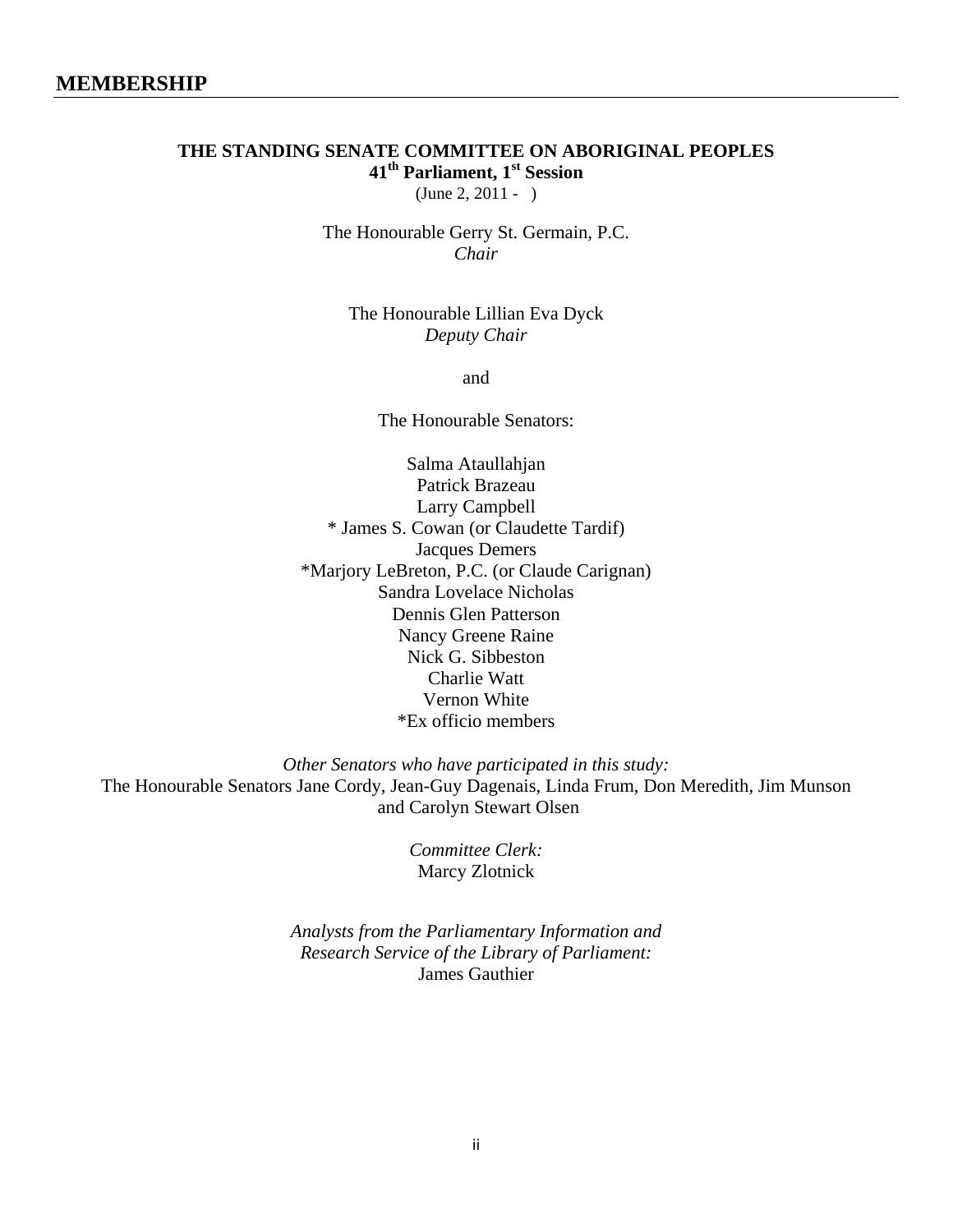# MEMBERSHIP

**THE STANDING SENATE COMMITTEE ON ABORIGINAL PEOPLES**
**41th Parliament, 1st Session**
(June 2, 2011 - )

The Honourable Gerry St. Germain, P.C.
*Chair*

The Honourable Lillian Eva Dyck
*Deputy Chair*

and

The Honourable Senators:

Salma Ataullahjan
Patrick Brazeau
Larry Campbell
* James S. Cowan (or Claudette Tardif)
Jacques Demers
*Marjory LeBreton, P.C. (or Claude Carignan)
Sandra Lovelace Nicholas
Dennis Glen Patterson
Nancy Greene Raine
Nick G. Sibbeston
Charlie Watt
Vernon White
*Ex officio members

*Other Senators who have participated in this study:*
The Honourable Senators Jane Cordy, Jean-Guy Dagenais, Linda Frum, Don Meredith, Jim Munson and Carolyn Stewart Olsen

*Committee Clerk:*
Marcy Zlotnick

*Analysts from the Parliamentary Information and Research Service of the Library of Parliament:*
James Gauthier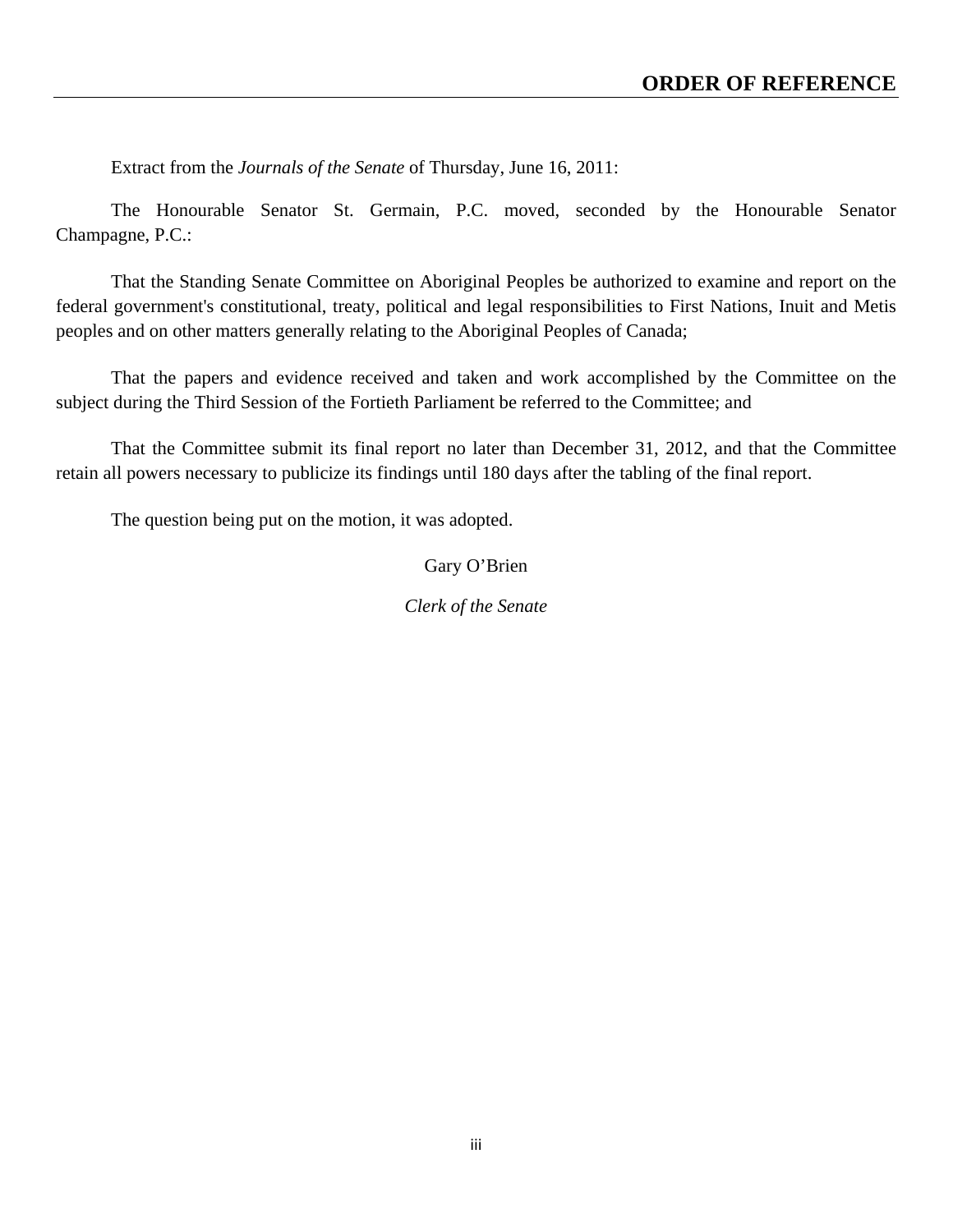# ORDER OF REFERENCE

Extract from the *Journals of the Senate* of Thursday, June 16, 2011:

The Honourable Senator St. Germain, P.C. moved, seconded by the Honourable Senator Champagne, P.C.:

That the Standing Senate Committee on Aboriginal Peoples be authorized to examine and report on the federal government's constitutional, treaty, political and legal responsibilities to First Nations, Inuit and Metis peoples and on other matters generally relating to the Aboriginal Peoples of Canada;

That the papers and evidence received and taken and work accomplished by the Committee on the subject during the Third Session of the Fortieth Parliament be referred to the Committee; and

That the Committee submit its final report no later than December 31, 2012, and that the Committee retain all powers necessary to publicize its findings until 180 days after the tabling of the final report.

The question being put on the motion, it was adopted.

Gary O'Brien

*Clerk of the Senate*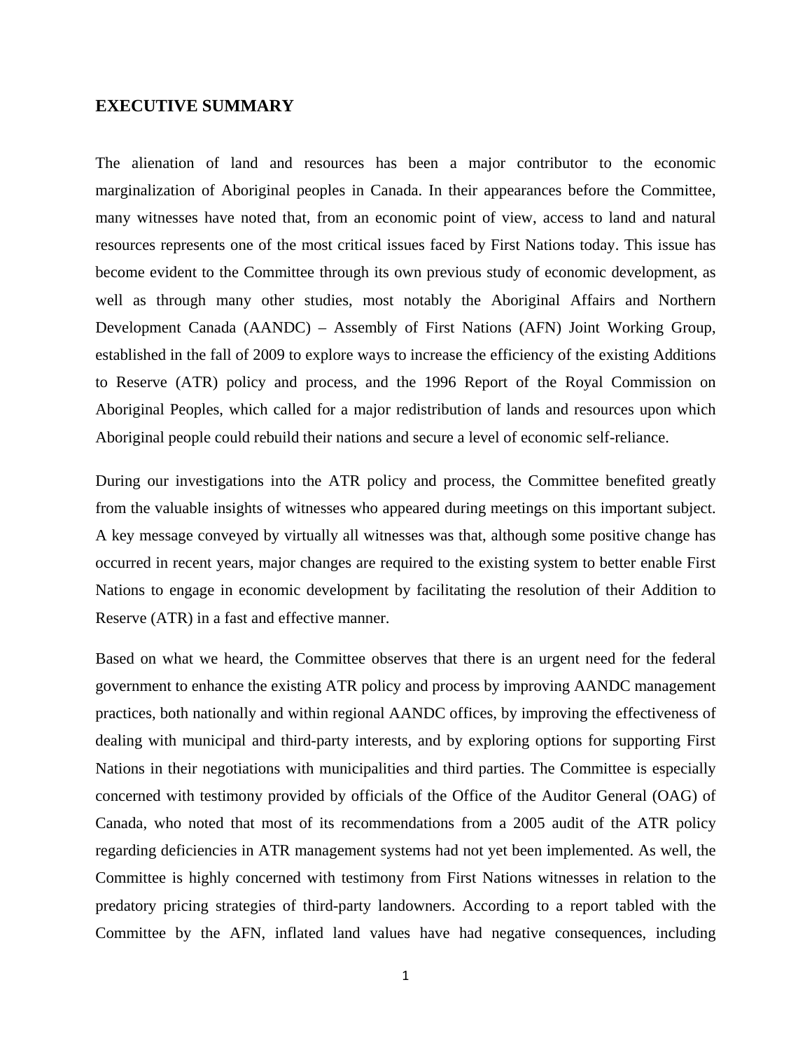## EXECUTIVE SUMMARY

The alienation of land and resources has been a major contributor to the economic marginalization of Aboriginal peoples in Canada. In their appearances before the Committee, many witnesses have noted that, from an economic point of view, access to land and natural resources represents one of the most critical issues faced by First Nations today. This issue has become evident to the Committee through its own previous study of economic development, as well as through many other studies, most notably the Aboriginal Affairs and Northern Development Canada (AANDC) – Assembly of First Nations (AFN) Joint Working Group, established in the fall of 2009 to explore ways to increase the efficiency of the existing Additions to Reserve (ATR) policy and process, and the 1996 Report of the Royal Commission on Aboriginal Peoples, which called for a major redistribution of lands and resources upon which Aboriginal people could rebuild their nations and secure a level of economic self-reliance.

During our investigations into the ATR policy and process, the Committee benefited greatly from the valuable insights of witnesses who appeared during meetings on this important subject. A key message conveyed by virtually all witnesses was that, although some positive change has occurred in recent years, major changes are required to the existing system to better enable First Nations to engage in economic development by facilitating the resolution of their Addition to Reserve (ATR) in a fast and effective manner.

Based on what we heard, the Committee observes that there is an urgent need for the federal government to enhance the existing ATR policy and process by improving AANDC management practices, both nationally and within regional AANDC offices, by improving the effectiveness of dealing with municipal and third-party interests, and by exploring options for supporting First Nations in their negotiations with municipalities and third parties. The Committee is especially concerned with testimony provided by officials of the Office of the Auditor General (OAG) of Canada, who noted that most of its recommendations from a 2005 audit of the ATR policy regarding deficiencies in ATR management systems had not yet been implemented. As well, the Committee is highly concerned with testimony from First Nations witnesses in relation to the predatory pricing strategies of third-party landowners. According to a report tabled with the Committee by the AFN, inflated land values have had negative consequences, including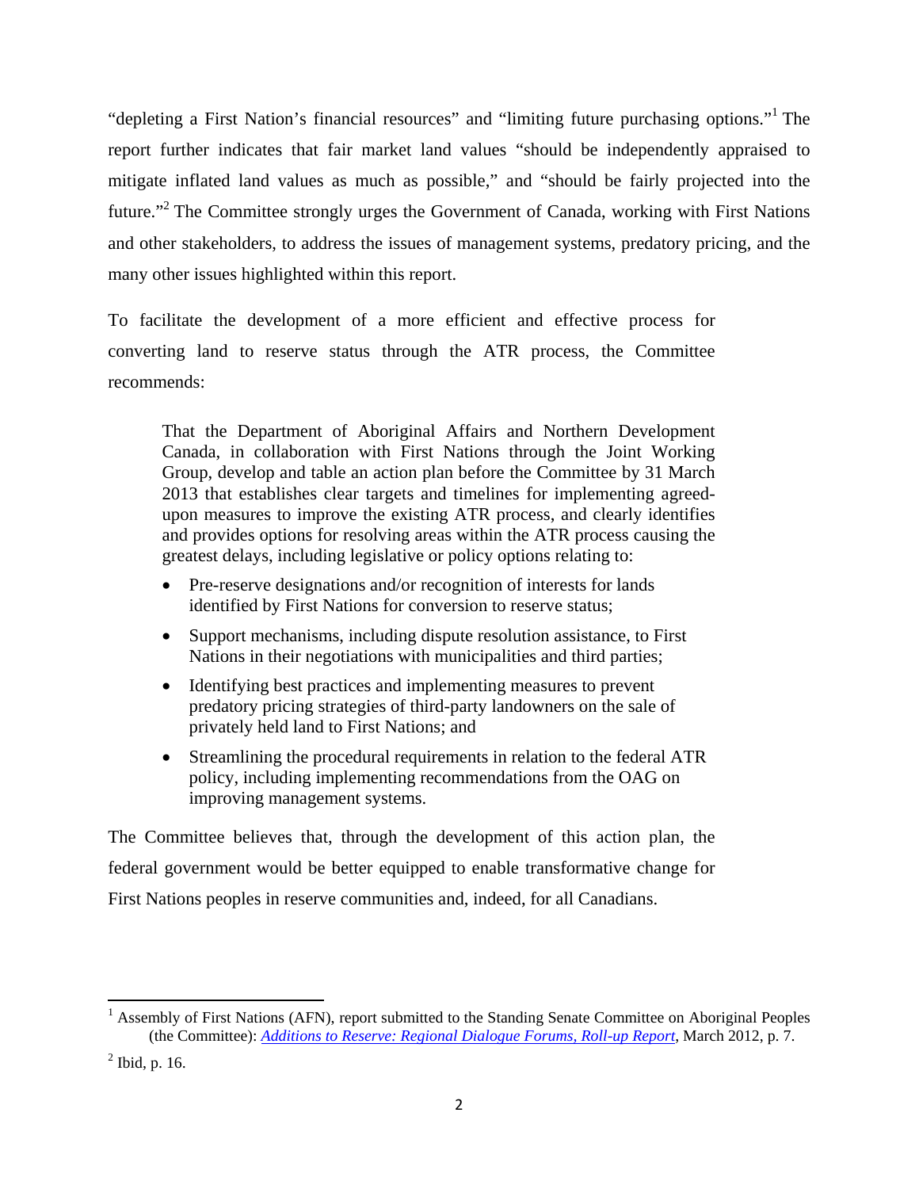"depleting a First Nation's financial resources" and "limiting future purchasing options."[1] The report further indicates that fair market land values "should be independently appraised to mitigate inflated land values as much as possible," and "should be fairly projected into the future."[2] The Committee strongly urges the Government of Canada, working with First Nations and other stakeholders, to address the issues of management systems, predatory pricing, and the many other issues highlighted within this report.

To facilitate the development of a more efficient and effective process for converting land to reserve status through the ATR process, the Committee recommends:

> That the Department of Aboriginal Affairs and Northern Development Canada, in collaboration with First Nations through the Joint Working Group, develop and table an action plan before the Committee by 31 March 2013 that establishes clear targets and timelines for implementing agreed-upon measures to improve the existing ATR process, and clearly identifies and provides options for resolving areas within the ATR process causing the greatest delays, including legislative or policy options relating to:
>
> - Pre-reserve designations and/or recognition of interests for lands identified by First Nations for conversion to reserve status;
> - Support mechanisms, including dispute resolution assistance, to First Nations in their negotiations with municipalities and third parties;
> - Identifying best practices and implementing measures to prevent predatory pricing strategies of third-party landowners on the sale of privately held land to First Nations; and
> - Streamlining the procedural requirements in relation to the federal ATR policy, including implementing recommendations from the OAG on improving management systems.

The Committee believes that, through the development of this action plan, the federal government would be better equipped to enable transformative change for First Nations peoples in reserve communities and, indeed, for all Canadians.

---

[1] Assembly of First Nations (AFN), report submitted to the Standing Senate Committee on Aboriginal Peoples (the Committee): *Additions to Reserve: Regional Dialogue Forums, Roll-up Report*, March 2012, p. 7.

[2] Ibid, p. 16.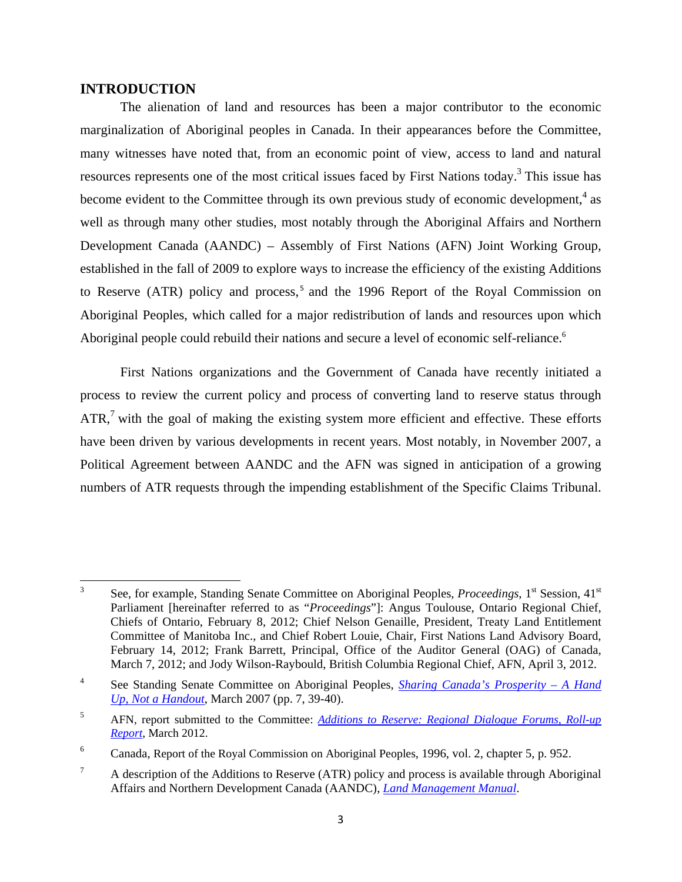## INTRODUCTION

The alienation of land and resources has been a major contributor to the economic marginalization of Aboriginal peoples in Canada. In their appearances before the Committee, many witnesses have noted that, from an economic point of view, access to land and natural resources represents one of the most critical issues faced by First Nations today.[3] This issue has become evident to the Committee through its own previous study of economic development,[4] as well as through many other studies, most notably through the Aboriginal Affairs and Northern Development Canada (AANDC) – Assembly of First Nations (AFN) Joint Working Group, established in the fall of 2009 to explore ways to increase the efficiency of the existing Additions to Reserve (ATR) policy and process,[5] and the 1996 Report of the Royal Commission on Aboriginal Peoples, which called for a major redistribution of lands and resources upon which Aboriginal people could rebuild their nations and secure a level of economic self-reliance.[6]

First Nations organizations and the Government of Canada have recently initiated a process to review the current policy and process of converting land to reserve status through ATR,[7] with the goal of making the existing system more efficient and effective. These efforts have been driven by various developments in recent years. Most notably, in November 2007, a Political Agreement between AANDC and the AFN was signed in anticipation of a growing numbers of ATR requests through the impending establishment of the Specific Claims Tribunal.

---

[3] See, for example, Standing Senate Committee on Aboriginal Peoples, *Proceedings*, 1st Session, 41st Parliament [hereinafter referred to as "*Proceedings*"]: Angus Toulouse, Ontario Regional Chief, Chiefs of Ontario, February 8, 2012; Chief Nelson Genaille, President, Treaty Land Entitlement Committee of Manitoba Inc., and Chief Robert Louie, Chair, First Nations Land Advisory Board, February 14, 2012; Frank Barrett, Principal, Office of the Auditor General (OAG) of Canada, March 7, 2012; and Jody Wilson-Raybould, British Columbia Regional Chief, AFN, April 3, 2012.

[4] See Standing Senate Committee on Aboriginal Peoples, *Sharing Canada's Prosperity – A Hand Up, Not a Handout*, March 2007 (pp. 7, 39-40).

[5] AFN, report submitted to the Committee: *Additions to Reserve: Regional Dialogue Forums, Roll-up Report*, March 2012.

[6] Canada, Report of the Royal Commission on Aboriginal Peoples, 1996, vol. 2, chapter 5, p. 952.

[7] A description of the Additions to Reserve (ATR) policy and process is available through Aboriginal Affairs and Northern Development Canada (AANDC), *Land Management Manual*.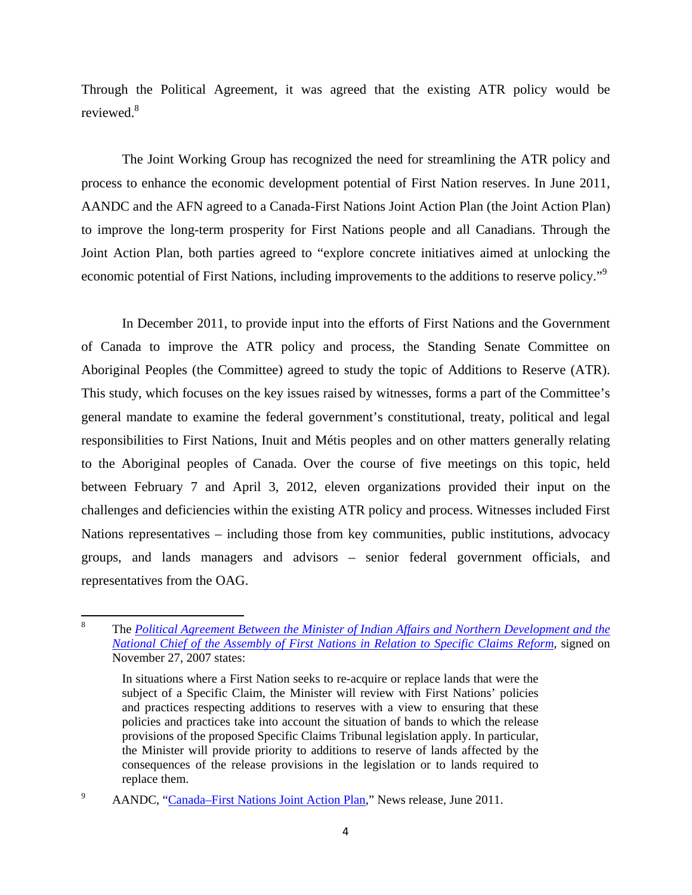Through the Political Agreement, it was agreed that the existing ATR policy would be reviewed.[8]

The Joint Working Group has recognized the need for streamlining the ATR policy and process to enhance the economic development potential of First Nation reserves. In June 2011, AANDC and the AFN agreed to a Canada-First Nations Joint Action Plan (the Joint Action Plan) to improve the long-term prosperity for First Nations people and all Canadians. Through the Joint Action Plan, both parties agreed to "explore concrete initiatives aimed at unlocking the economic potential of First Nations, including improvements to the additions to reserve policy."[9]

In December 2011, to provide input into the efforts of First Nations and the Government of Canada to improve the ATR policy and process, the Standing Senate Committee on Aboriginal Peoples (the Committee) agreed to study the topic of Additions to Reserve (ATR). This study, which focuses on the key issues raised by witnesses, forms a part of the Committee's general mandate to examine the federal government's constitutional, treaty, political and legal responsibilities to First Nations, Inuit and Métis peoples and on other matters generally relating to the Aboriginal peoples of Canada. Over the course of five meetings on this topic, held between February 7 and April 3, 2012, eleven organizations provided their input on the challenges and deficiencies within the existing ATR policy and process. Witnesses included First Nations representatives – including those from key communities, public institutions, advocacy groups, and lands managers and advisors – senior federal government officials, and representatives from the OAG.

---

[8] The *Political Agreement Between the Minister of Indian Affairs and Northern Development and the National Chief of the Assembly of First Nations in Relation to Specific Claims Reform*, signed on November 27, 2007 states:

> In situations where a First Nation seeks to re-acquire or replace lands that were the subject of a Specific Claim, the Minister will review with First Nations' policies and practices respecting additions to reserves with a view to ensuring that these policies and practices take into account the situation of bands to which the release provisions of the proposed Specific Claims Tribunal legislation apply. In particular, the Minister will provide priority to additions to reserve of lands affected by the consequences of the release provisions in the legislation or to lands required to replace them.

[9] AANDC, "Canada–First Nations Joint Action Plan," News release, June 2011.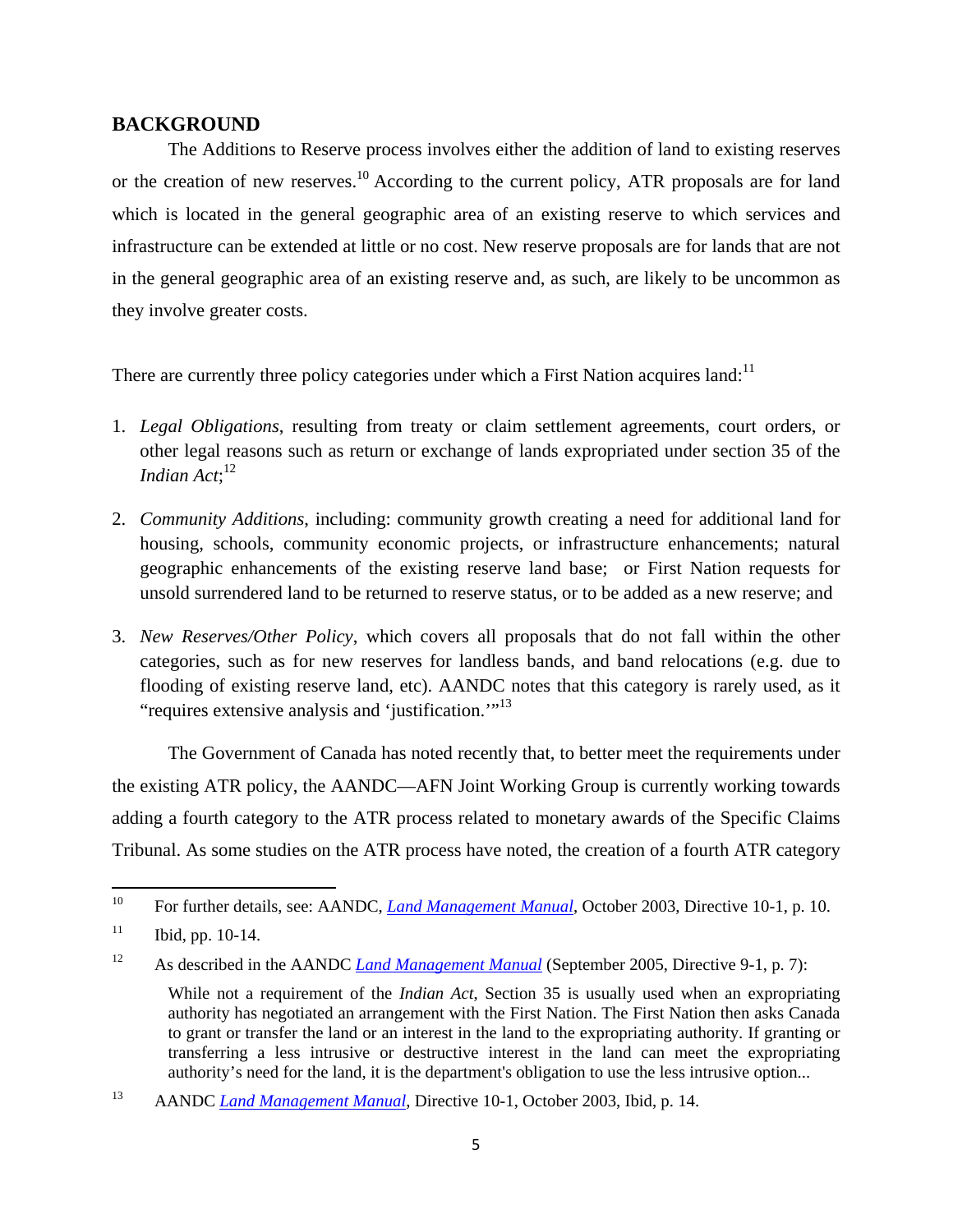## BACKGROUND

The Additions to Reserve process involves either the addition of land to existing reserves or the creation of new reserves.[10] According to the current policy, ATR proposals are for land which is located in the general geographic area of an existing reserve to which services and infrastructure can be extended at little or no cost. New reserve proposals are for lands that are not in the general geographic area of an existing reserve and, as such, are likely to be uncommon as they involve greater costs.

There are currently three policy categories under which a First Nation acquires land:[11]

1. *Legal Obligations*, resulting from treaty or claim settlement agreements, court orders, or other legal reasons such as return or exchange of lands expropriated under section 35 of the *Indian Act*;[12]

2. *Community Additions*, including: community growth creating a need for additional land for housing, schools, community economic projects, or infrastructure enhancements; natural geographic enhancements of the existing reserve land base; or First Nation requests for unsold surrendered land to be returned to reserve status, or to be added as a new reserve; and

3. *New Reserves/Other Policy*, which covers all proposals that do not fall within the other categories, such as for new reserves for landless bands, and band relocations (e.g. due to flooding of existing reserve land, etc). AANDC notes that this category is rarely used, as it "requires extensive analysis and 'justification.'"[13]

The Government of Canada has noted recently that, to better meet the requirements under the existing ATR policy, the AANDC—AFN Joint Working Group is currently working towards adding a fourth category to the ATR process related to monetary awards of the Specific Claims Tribunal. As some studies on the ATR process have noted, the creation of a fourth ATR category

---

[10] For further details, see: AANDC, *Land Management Manual*, October 2003, Directive 10-1, p. 10.

[11] Ibid, pp. 10-14.

[12] As described in the AANDC *Land Management Manual* (September 2005, Directive 9-1, p. 7):

> While not a requirement of the *Indian Act*, Section 35 is usually used when an expropriating authority has negotiated an arrangement with the First Nation. The First Nation then asks Canada to grant or transfer the land or an interest in the land to the expropriating authority. If granting or transferring a less intrusive or destructive interest in the land can meet the expropriating authority's need for the land, it is the department's obligation to use the less intrusive option...

[13] AANDC *Land Management Manual*, Directive 10-1, October 2003, Ibid, p. 14.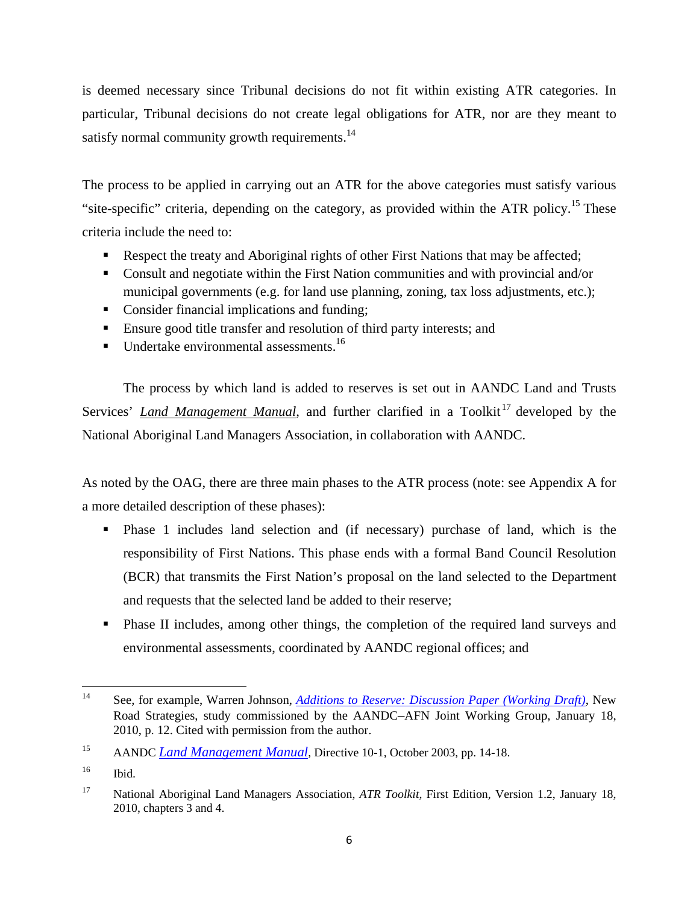is deemed necessary since Tribunal decisions do not fit within existing ATR categories. In particular, Tribunal decisions do not create legal obligations for ATR, nor are they meant to satisfy normal community growth requirements.[14]

The process to be applied in carrying out an ATR for the above categories must satisfy various "site-specific" criteria, depending on the category, as provided within the ATR policy.[15] These criteria include the need to:

- Respect the treaty and Aboriginal rights of other First Nations that may be affected;
- Consult and negotiate within the First Nation communities and with provincial and/or municipal governments (e.g. for land use planning, zoning, tax loss adjustments, etc.);
- Consider financial implications and funding;
- Ensure good title transfer and resolution of third party interests; and
- Undertake environmental assessments.[16]

The process by which land is added to reserves is set out in AANDC Land and Trusts Services' *Land Management Manual*, and further clarified in a Toolkit[17] developed by the National Aboriginal Land Managers Association, in collaboration with AANDC.

As noted by the OAG, there are three main phases to the ATR process (note: see Appendix A for a more detailed description of these phases):

- Phase 1 includes land selection and (if necessary) purchase of land, which is the responsibility of First Nations. This phase ends with a formal Band Council Resolution (BCR) that transmits the First Nation's proposal on the land selected to the Department and requests that the selected land be added to their reserve;
- Phase II includes, among other things, the completion of the required land surveys and environmental assessments, coordinated by AANDC regional offices; and

---

[14] See, for example, Warren Johnson, *Additions to Reserve: Discussion Paper (Working Draft)*, New Road Strategies, study commissioned by the AANDC–AFN Joint Working Group, January 18, 2010, p. 12. Cited with permission from the author.

[15] AANDC *Land Management Manual*, Directive 10-1, October 2003, pp. 14-18.

[16] Ibid.

[17] National Aboriginal Land Managers Association, *ATR Toolkit*, First Edition, Version 1.2, January 18, 2010, chapters 3 and 4.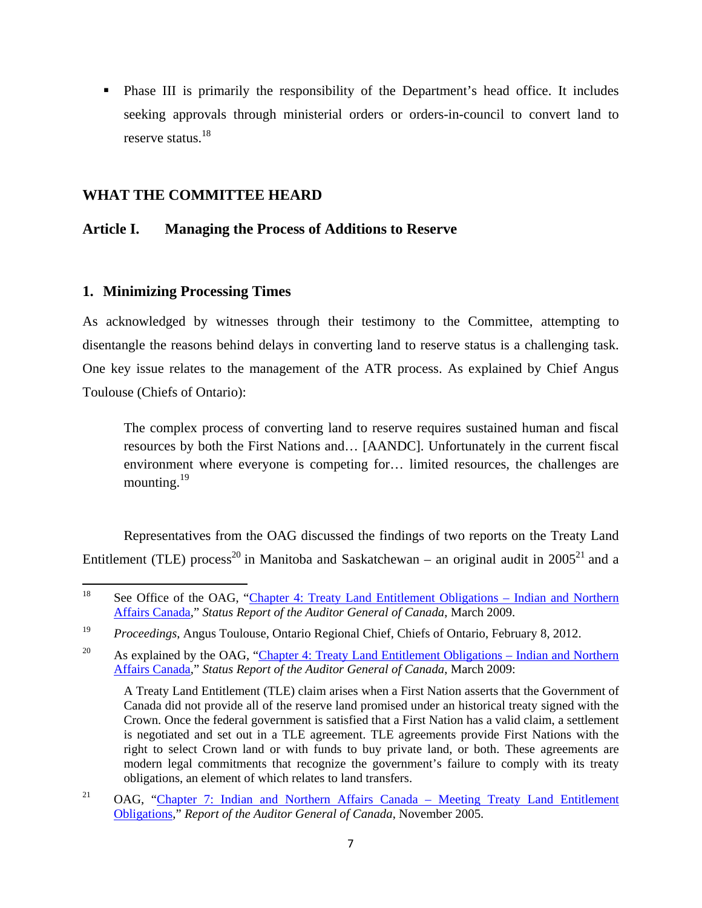- Phase III is primarily the responsibility of the Department's head office. It includes seeking approvals through ministerial orders or orders-in-council to convert land to reserve status.[18]

## WHAT THE COMMITTEE HEARD

### Article I. Managing the Process of Additions to Reserve

#### 1. Minimizing Processing Times

As acknowledged by witnesses through their testimony to the Committee, attempting to disentangle the reasons behind delays in converting land to reserve status is a challenging task. One key issue relates to the management of the ATR process. As explained by Chief Angus Toulouse (Chiefs of Ontario):

> The complex process of converting land to reserve requires sustained human and fiscal resources by both the First Nations and… [AANDC]. Unfortunately in the current fiscal environment where everyone is competing for… limited resources, the challenges are mounting.[19]

Representatives from the OAG discussed the findings of two reports on the Treaty Land Entitlement (TLE) process[20] in Manitoba and Saskatchewan – an original audit in 2005[21] and a

---

[18] See Office of the OAG, "Chapter 4: Treaty Land Entitlement Obligations – Indian and Northern Affairs Canada," *Status Report of the Auditor General of Canada*, March 2009.

[19] *Proceedings*, Angus Toulouse, Ontario Regional Chief, Chiefs of Ontario, February 8, 2012.

[20] As explained by the OAG, "Chapter 4: Treaty Land Entitlement Obligations – Indian and Northern Affairs Canada," *Status Report of the Auditor General of Canada*, March 2009:

> A Treaty Land Entitlement (TLE) claim arises when a First Nation asserts that the Government of Canada did not provide all of the reserve land promised under an historical treaty signed with the Crown. Once the federal government is satisfied that a First Nation has a valid claim, a settlement is negotiated and set out in a TLE agreement. TLE agreements provide First Nations with the right to select Crown land or with funds to buy private land, or both. These agreements are modern legal commitments that recognize the government's failure to comply with its treaty obligations, an element of which relates to land transfers.

[21] OAG, "Chapter 7: Indian and Northern Affairs Canada – Meeting Treaty Land Entitlement Obligations," *Report of the Auditor General of Canada*, November 2005.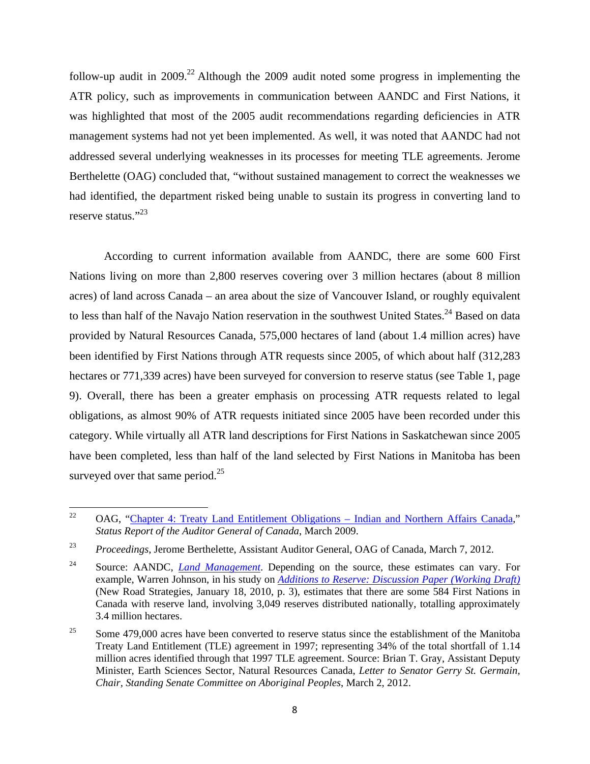follow-up audit in 2009.[22] Although the 2009 audit noted some progress in implementing the ATR policy, such as improvements in communication between AANDC and First Nations, it was highlighted that most of the 2005 audit recommendations regarding deficiencies in ATR management systems had not yet been implemented. As well, it was noted that AANDC had not addressed several underlying weaknesses in its processes for meeting TLE agreements. Jerome Berthelette (OAG) concluded that, "without sustained management to correct the weaknesses we had identified, the department risked being unable to sustain its progress in converting land to reserve status."[23]

According to current information available from AANDC, there are some 600 First Nations living on more than 2,800 reserves covering over 3 million hectares (about 8 million acres) of land across Canada – an area about the size of Vancouver Island, or roughly equivalent to less than half of the Navajo Nation reservation in the southwest United States.[24] Based on data provided by Natural Resources Canada, 575,000 hectares of land (about 1.4 million acres) have been identified by First Nations through ATR requests since 2005, of which about half (312,283 hectares or 771,339 acres) have been surveyed for conversion to reserve status (see Table 1, page 9). Overall, there has been a greater emphasis on processing ATR requests related to legal obligations, as almost 90% of ATR requests initiated since 2005 have been recorded under this category. While virtually all ATR land descriptions for First Nations in Saskatchewan since 2005 have been completed, less than half of the land selected by First Nations in Manitoba has been surveyed over that same period.[25]

---

[22] OAG, "Chapter 4: Treaty Land Entitlement Obligations – Indian and Northern Affairs Canada," *Status Report of the Auditor General of Canada*, March 2009.

[23] *Proceedings*, Jerome Berthelette, Assistant Auditor General, OAG of Canada, March 7, 2012.

[24] Source: AANDC, *Land Management*. Depending on the source, these estimates can vary. For example, Warren Johnson, in his study on *Additions to Reserve: Discussion Paper (Working Draft)* (New Road Strategies, January 18, 2010, p. 3), estimates that there are some 584 First Nations in Canada with reserve land, involving 3,049 reserves distributed nationally, totalling approximately 3.4 million hectares.

[25] Some 479,000 acres have been converted to reserve status since the establishment of the Manitoba Treaty Land Entitlement (TLE) agreement in 1997; representing 34% of the total shortfall of 1.14 million acres identified through that 1997 TLE agreement. Source: Brian T. Gray, Assistant Deputy Minister, Earth Sciences Sector, Natural Resources Canada, *Letter to Senator Gerry St. Germain, Chair, Standing Senate Committee on Aboriginal Peoples*, March 2, 2012.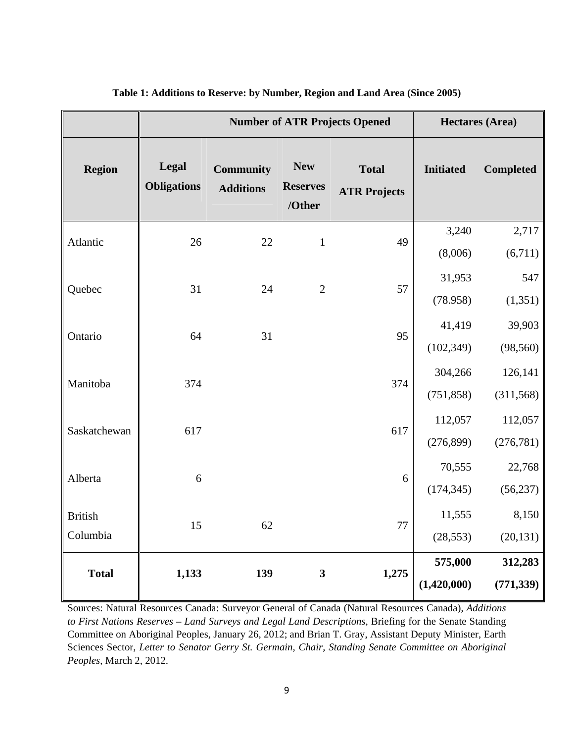**Table 1: Additions to Reserve: by Number, Region and Land Area (Since 2005)**

| | Number of ATR Projects Opened | | | | Hectares (Area) | |
|---|---|---|---|---|---|---|
| **Region** | **Legal Obligations** | **Community Additions** | **New Reserves /Other** | **Total ATR Projects** | **Initiated** | **Completed** |
| Atlantic | 26 | 22 | 1 | 49 | 3,240 (8,006) | 2,717 (6,711) |
| Quebec | 31 | 24 | 2 | 57 | 31,953 (78.958) | 547 (1,351) |
| Ontario | 64 | 31 | | 95 | 41,419 (102,349) | 39,903 (98,560) |
| Manitoba | 374 | | | 374 | 304,266 (751,858) | 126,141 (311,568) |
| Saskatchewan | 617 | | | 617 | 112,057 (276,899) | 112,057 (276,781) |
| Alberta | 6 | | | 6 | 70,555 (174,345) | 22,768 (56,237) |
| British Columbia | 15 | 62 | | 77 | 11,555 (28,553) | 8,150 (20,131) |
| **Total** | **1,133** | **139** | **3** | **1,275** | **575,000 (1,420,000)** | **312,283 (771,339)** |

Sources: Natural Resources Canada: Surveyor General of Canada (Natural Resources Canada), *Additions to First Nations Reserves – Land Surveys and Legal Land Descriptions*, Briefing for the Senate Standing Committee on Aboriginal Peoples, January 26, 2012; and Brian T. Gray, Assistant Deputy Minister, Earth Sciences Sector, *Letter to Senator Gerry St. Germain, Chair, Standing Senate Committee on Aboriginal Peoples*, March 2, 2012.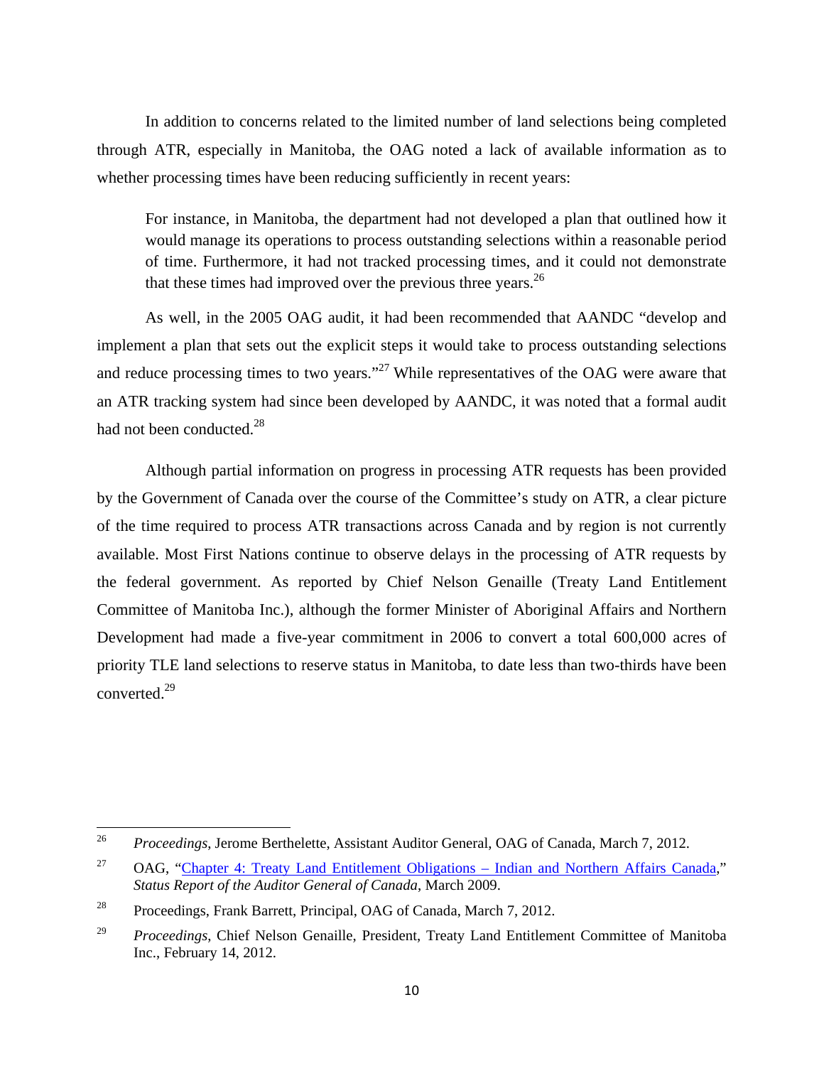In addition to concerns related to the limited number of land selections being completed through ATR, especially in Manitoba, the OAG noted a lack of available information as to whether processing times have been reducing sufficiently in recent years:

> For instance, in Manitoba, the department had not developed a plan that outlined how it would manage its operations to process outstanding selections within a reasonable period of time. Furthermore, it had not tracked processing times, and it could not demonstrate that these times had improved over the previous three years.[26]

As well, in the 2005 OAG audit, it had been recommended that AANDC "develop and implement a plan that sets out the explicit steps it would take to process outstanding selections and reduce processing times to two years."[27] While representatives of the OAG were aware that an ATR tracking system had since been developed by AANDC, it was noted that a formal audit had not been conducted.[28]

Although partial information on progress in processing ATR requests has been provided by the Government of Canada over the course of the Committee's study on ATR, a clear picture of the time required to process ATR transactions across Canada and by region is not currently available. Most First Nations continue to observe delays in the processing of ATR requests by the federal government. As reported by Chief Nelson Genaille (Treaty Land Entitlement Committee of Manitoba Inc.), although the former Minister of Aboriginal Affairs and Northern Development had made a five-year commitment in 2006 to convert a total 600,000 acres of priority TLE land selections to reserve status in Manitoba, to date less than two-thirds have been converted.[29]

---

[26] *Proceedings*, Jerome Berthelette, Assistant Auditor General, OAG of Canada, March 7, 2012.

[27] OAG, "Chapter 4: Treaty Land Entitlement Obligations – Indian and Northern Affairs Canada," *Status Report of the Auditor General of Canada*, March 2009.

[28] Proceedings, Frank Barrett, Principal, OAG of Canada, March 7, 2012.

[29] *Proceedings*, Chief Nelson Genaille, President, Treaty Land Entitlement Committee of Manitoba Inc., February 14, 2012.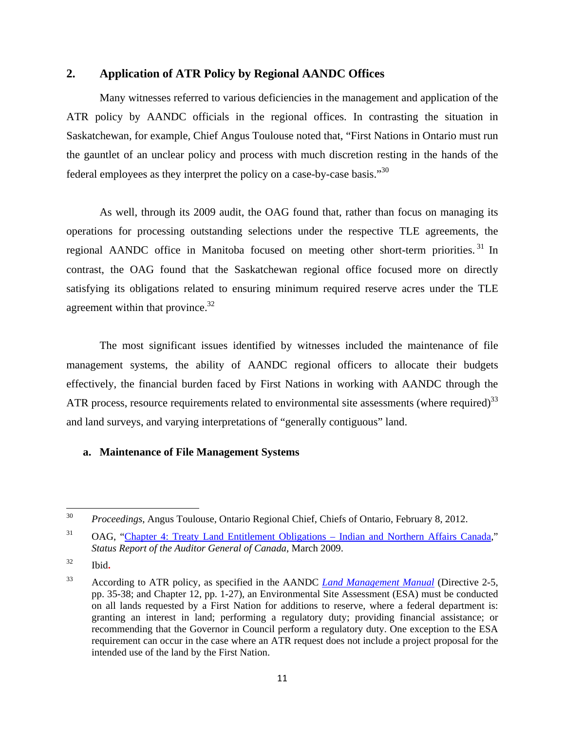## 2. Application of ATR Policy by Regional AANDC Offices

Many witnesses referred to various deficiencies in the management and application of the ATR policy by AANDC officials in the regional offices. In contrasting the situation in Saskatchewan, for example, Chief Angus Toulouse noted that, "First Nations in Ontario must run the gauntlet of an unclear policy and process with much discretion resting in the hands of the federal employees as they interpret the policy on a case-by-case basis."[30]

As well, through its 2009 audit, the OAG found that, rather than focus on managing its operations for processing outstanding selections under the respective TLE agreements, the regional AANDC office in Manitoba focused on meeting other short-term priorities.[31] In contrast, the OAG found that the Saskatchewan regional office focused more on directly satisfying its obligations related to ensuring minimum required reserve acres under the TLE agreement within that province.[32]

The most significant issues identified by witnesses included the maintenance of file management systems, the ability of AANDC regional officers to allocate their budgets effectively, the financial burden faced by First Nations in working with AANDC through the ATR process, resource requirements related to environmental site assessments (where required)[33] and land surveys, and varying interpretations of "generally contiguous" land.

### a. Maintenance of File Management Systems

---

[30] *Proceedings*, Angus Toulouse, Ontario Regional Chief, Chiefs of Ontario, February 8, 2012.

[31] OAG, "Chapter 4: Treaty Land Entitlement Obligations – Indian and Northern Affairs Canada," *Status Report of the Auditor General of Canada*, March 2009.

[32] Ibid.

[33] According to ATR policy, as specified in the AANDC *Land Management Manual* (Directive 2-5, pp. 35-38; and Chapter 12, pp. 1-27), an Environmental Site Assessment (ESA) must be conducted on all lands requested by a First Nation for additions to reserve, where a federal department is: granting an interest in land; performing a regulatory duty; providing financial assistance; or recommending that the Governor in Council perform a regulatory duty. One exception to the ESA requirement can occur in the case where an ATR request does not include a project proposal for the intended use of the land by the First Nation.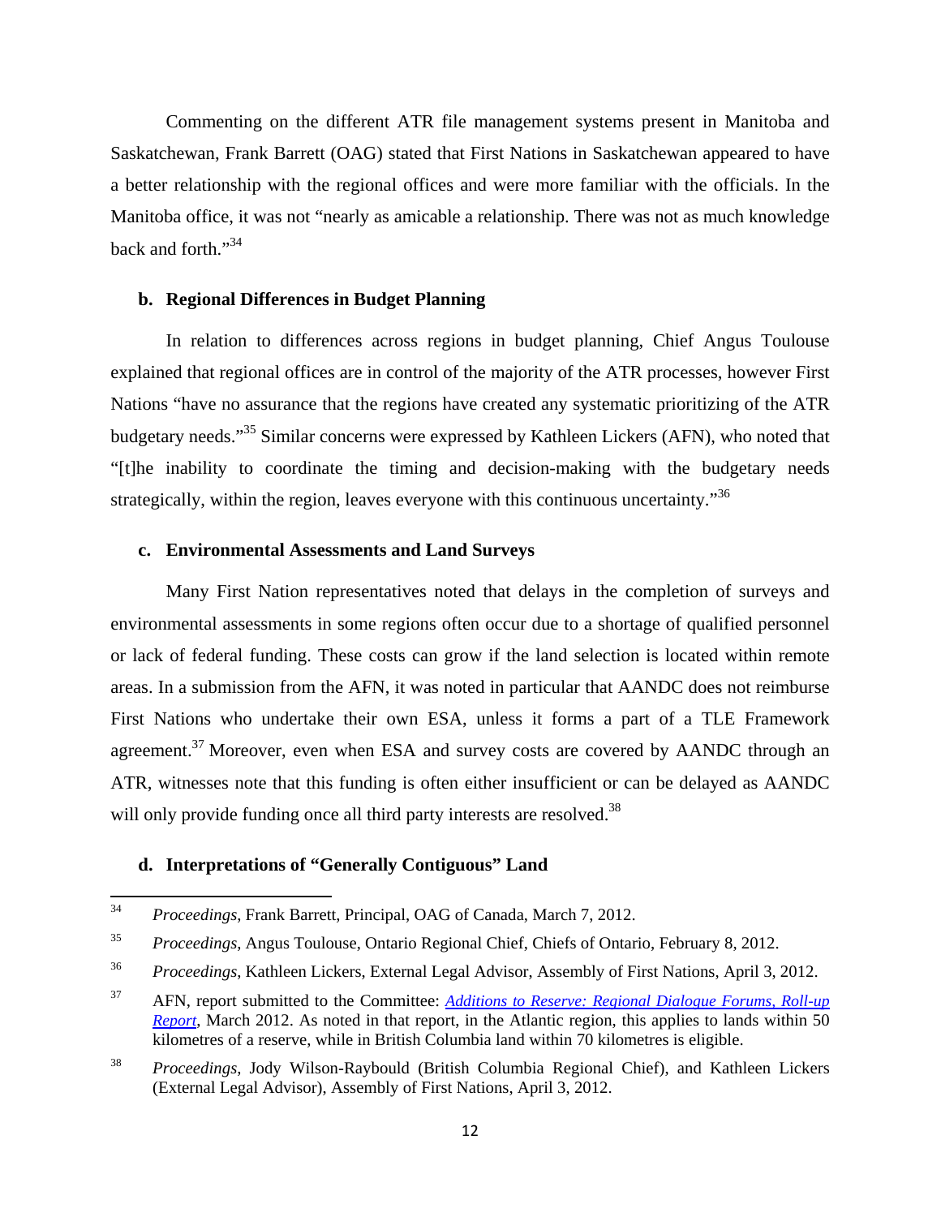Commenting on the different ATR file management systems present in Manitoba and Saskatchewan, Frank Barrett (OAG) stated that First Nations in Saskatchewan appeared to have a better relationship with the regional offices and were more familiar with the officials. In the Manitoba office, it was not "nearly as amicable a relationship. There was not as much knowledge back and forth."[34]

### b. Regional Differences in Budget Planning

In relation to differences across regions in budget planning, Chief Angus Toulouse explained that regional offices are in control of the majority of the ATR processes, however First Nations "have no assurance that the regions have created any systematic prioritizing of the ATR budgetary needs."[35] Similar concerns were expressed by Kathleen Lickers (AFN), who noted that "[t]he inability to coordinate the timing and decision-making with the budgetary needs strategically, within the region, leaves everyone with this continuous uncertainty."[36]

### c. Environmental Assessments and Land Surveys

Many First Nation representatives noted that delays in the completion of surveys and environmental assessments in some regions often occur due to a shortage of qualified personnel or lack of federal funding. These costs can grow if the land selection is located within remote areas. In a submission from the AFN, it was noted in particular that AANDC does not reimburse First Nations who undertake their own ESA, unless it forms a part of a TLE Framework agreement.[37] Moreover, even when ESA and survey costs are covered by AANDC through an ATR, witnesses note that this funding is often either insufficient or can be delayed as AANDC will only provide funding once all third party interests are resolved.[38]

### d. Interpretations of "Generally Contiguous" Land

---

[34] *Proceedings*, Frank Barrett, Principal, OAG of Canada, March 7, 2012.

[35] *Proceedings*, Angus Toulouse, Ontario Regional Chief, Chiefs of Ontario, February 8, 2012.

[36] *Proceedings*, Kathleen Lickers, External Legal Advisor, Assembly of First Nations, April 3, 2012.

[37] AFN, report submitted to the Committee: *Additions to Reserve: Regional Dialogue Forums, Roll-up Report*, March 2012. As noted in that report, in the Atlantic region, this applies to lands within 50 kilometres of a reserve, while in British Columbia land within 70 kilometres is eligible.

[38] *Proceedings*, Jody Wilson-Raybould (British Columbia Regional Chief), and Kathleen Lickers (External Legal Advisor), Assembly of First Nations, April 3, 2012.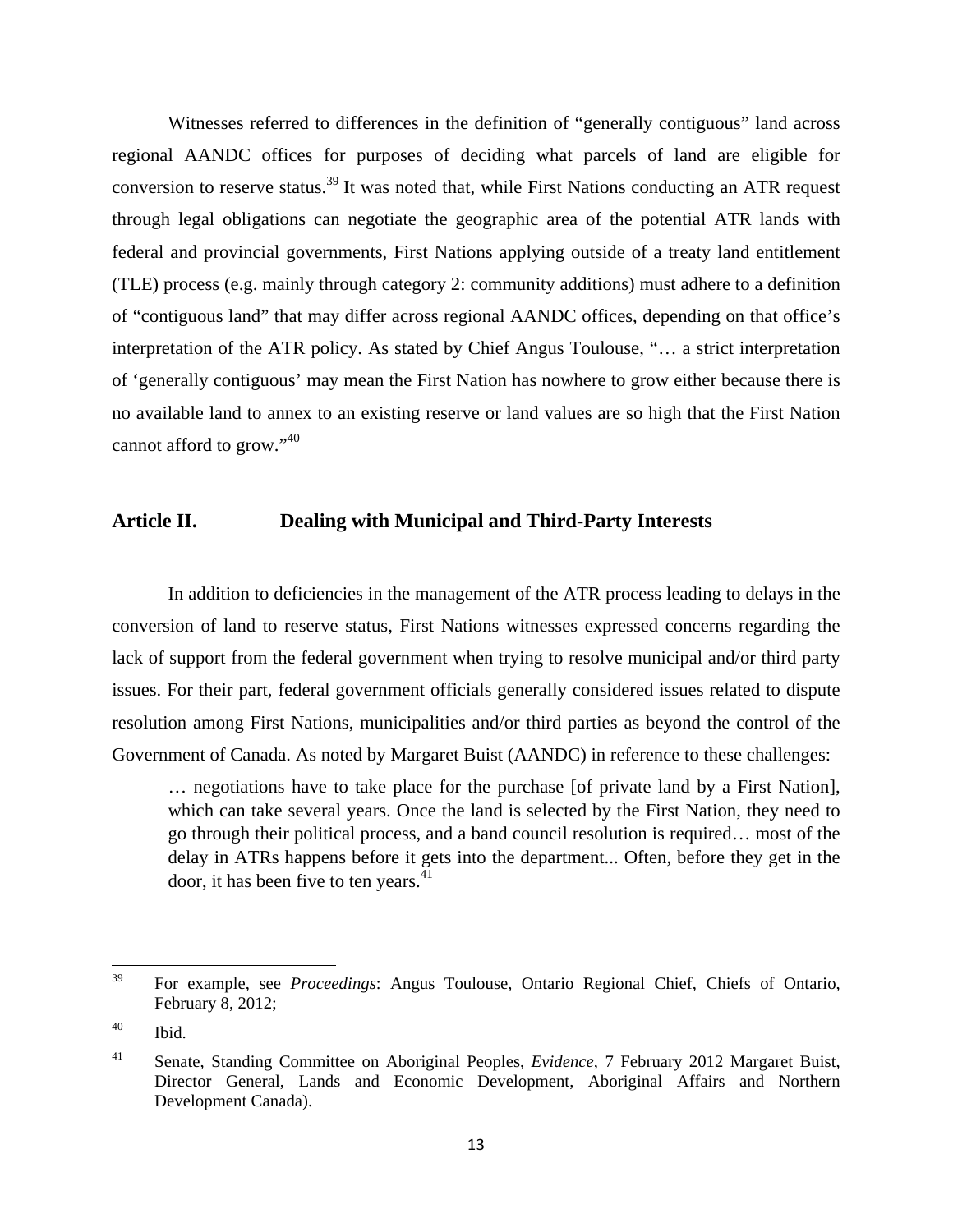Witnesses referred to differences in the definition of "generally contiguous" land across regional AANDC offices for purposes of deciding what parcels of land are eligible for conversion to reserve status.[39] It was noted that, while First Nations conducting an ATR request through legal obligations can negotiate the geographic area of the potential ATR lands with federal and provincial governments, First Nations applying outside of a treaty land entitlement (TLE) process (e.g. mainly through category 2: community additions) must adhere to a definition of "contiguous land" that may differ across regional AANDC offices, depending on that office's interpretation of the ATR policy. As stated by Chief Angus Toulouse, "… a strict interpretation of 'generally contiguous' may mean the First Nation has nowhere to grow either because there is no available land to annex to an existing reserve or land values are so high that the First Nation cannot afford to grow."[40]

## Article II. Dealing with Municipal and Third-Party Interests

In addition to deficiencies in the management of the ATR process leading to delays in the conversion of land to reserve status, First Nations witnesses expressed concerns regarding the lack of support from the federal government when trying to resolve municipal and/or third party issues. For their part, federal government officials generally considered issues related to dispute resolution among First Nations, municipalities and/or third parties as beyond the control of the Government of Canada. As noted by Margaret Buist (AANDC) in reference to these challenges:

> … negotiations have to take place for the purchase [of private land by a First Nation], which can take several years. Once the land is selected by the First Nation, they need to go through their political process, and a band council resolution is required… most of the delay in ATRs happens before it gets into the department... Often, before they get in the door, it has been five to ten years.[41]

---

[39] For example, see *Proceedings*: Angus Toulouse, Ontario Regional Chief, Chiefs of Ontario, February 8, 2012;

[40] Ibid.

[41] Senate, Standing Committee on Aboriginal Peoples, *Evidence*, 7 February 2012 Margaret Buist, Director General, Lands and Economic Development, Aboriginal Affairs and Northern Development Canada).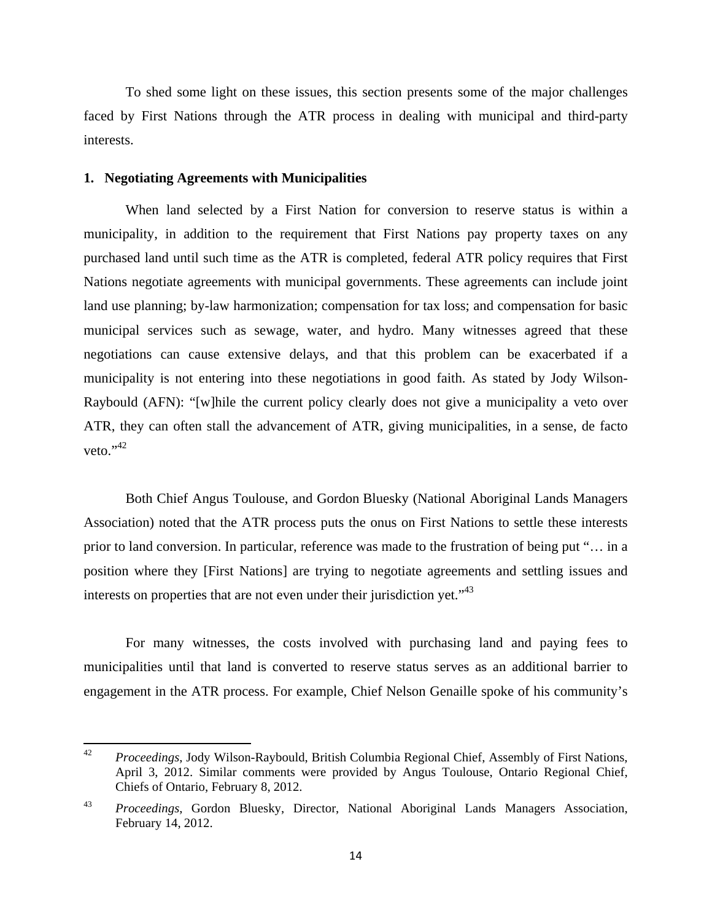To shed some light on these issues, this section presents some of the major challenges faced by First Nations through the ATR process in dealing with municipal and third-party interests.

**1. Negotiating Agreements with Municipalities**

When land selected by a First Nation for conversion to reserve status is within a municipality, in addition to the requirement that First Nations pay property taxes on any purchased land until such time as the ATR is completed, federal ATR policy requires that First Nations negotiate agreements with municipal governments. These agreements can include joint land use planning; by-law harmonization; compensation for tax loss; and compensation for basic municipal services such as sewage, water, and hydro. Many witnesses agreed that these negotiations can cause extensive delays, and that this problem can be exacerbated if a municipality is not entering into these negotiations in good faith. As stated by Jody Wilson-Raybould (AFN): "[w]hile the current policy clearly does not give a municipality a veto over ATR, they can often stall the advancement of ATR, giving municipalities, in a sense, de facto veto."[42]

Both Chief Angus Toulouse, and Gordon Bluesky (National Aboriginal Lands Managers Association) noted that the ATR process puts the onus on First Nations to settle these interests prior to land conversion. In particular, reference was made to the frustration of being put "… in a position where they [First Nations] are trying to negotiate agreements and settling issues and interests on properties that are not even under their jurisdiction yet."[43]

For many witnesses, the costs involved with purchasing land and paying fees to municipalities until that land is converted to reserve status serves as an additional barrier to engagement in the ATR process. For example, Chief Nelson Genaille spoke of his community's

---

[42] *Proceedings*, Jody Wilson-Raybould, British Columbia Regional Chief, Assembly of First Nations, April 3, 2012. Similar comments were provided by Angus Toulouse, Ontario Regional Chief, Chiefs of Ontario, February 8, 2012.

[43] *Proceedings*, Gordon Bluesky, Director, National Aboriginal Lands Managers Association, February 14, 2012.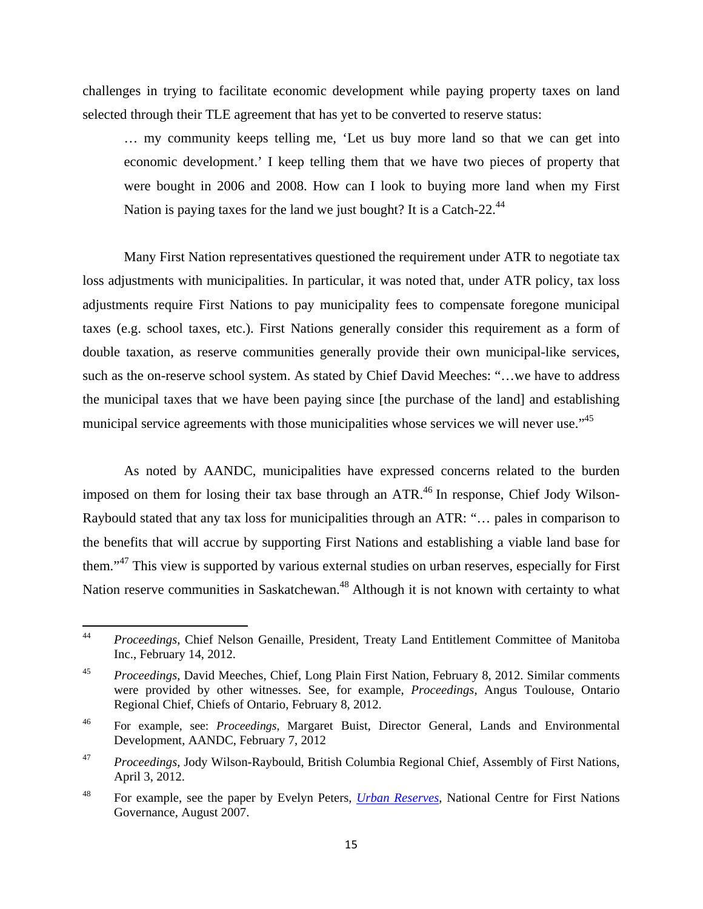challenges in trying to facilitate economic development while paying property taxes on land selected through their TLE agreement that has yet to be converted to reserve status:

> … my community keeps telling me, 'Let us buy more land so that we can get into economic development.' I keep telling them that we have two pieces of property that were bought in 2006 and 2008. How can I look to buying more land when my First Nation is paying taxes for the land we just bought? It is a Catch-22.[44]

Many First Nation representatives questioned the requirement under ATR to negotiate tax loss adjustments with municipalities. In particular, it was noted that, under ATR policy, tax loss adjustments require First Nations to pay municipality fees to compensate foregone municipal taxes (e.g. school taxes, etc.). First Nations generally consider this requirement as a form of double taxation, as reserve communities generally provide their own municipal-like services, such as the on-reserve school system. As stated by Chief David Meeches: "…we have to address the municipal taxes that we have been paying since [the purchase of the land] and establishing municipal service agreements with those municipalities whose services we will never use."[45]

As noted by AANDC, municipalities have expressed concerns related to the burden imposed on them for losing their tax base through an ATR.[46] In response, Chief Jody Wilson-Raybould stated that any tax loss for municipalities through an ATR: "… pales in comparison to the benefits that will accrue by supporting First Nations and establishing a viable land base for them."[47] This view is supported by various external studies on urban reserves, especially for First Nation reserve communities in Saskatchewan.[48] Although it is not known with certainty to what

---

[44] *Proceedings*, Chief Nelson Genaille, President, Treaty Land Entitlement Committee of Manitoba Inc., February 14, 2012.

[45] *Proceedings*, David Meeches, Chief, Long Plain First Nation, February 8, 2012. Similar comments were provided by other witnesses. See, for example, *Proceedings*, Angus Toulouse, Ontario Regional Chief, Chiefs of Ontario, February 8, 2012.

[46] For example, see: *Proceedings*, Margaret Buist, Director General, Lands and Environmental Development, AANDC, February 7, 2012

[47] *Proceedings*, Jody Wilson-Raybould, British Columbia Regional Chief, Assembly of First Nations, April 3, 2012.

[48] For example, see the paper by Evelyn Peters, *Urban Reserves*, National Centre for First Nations Governance, August 2007.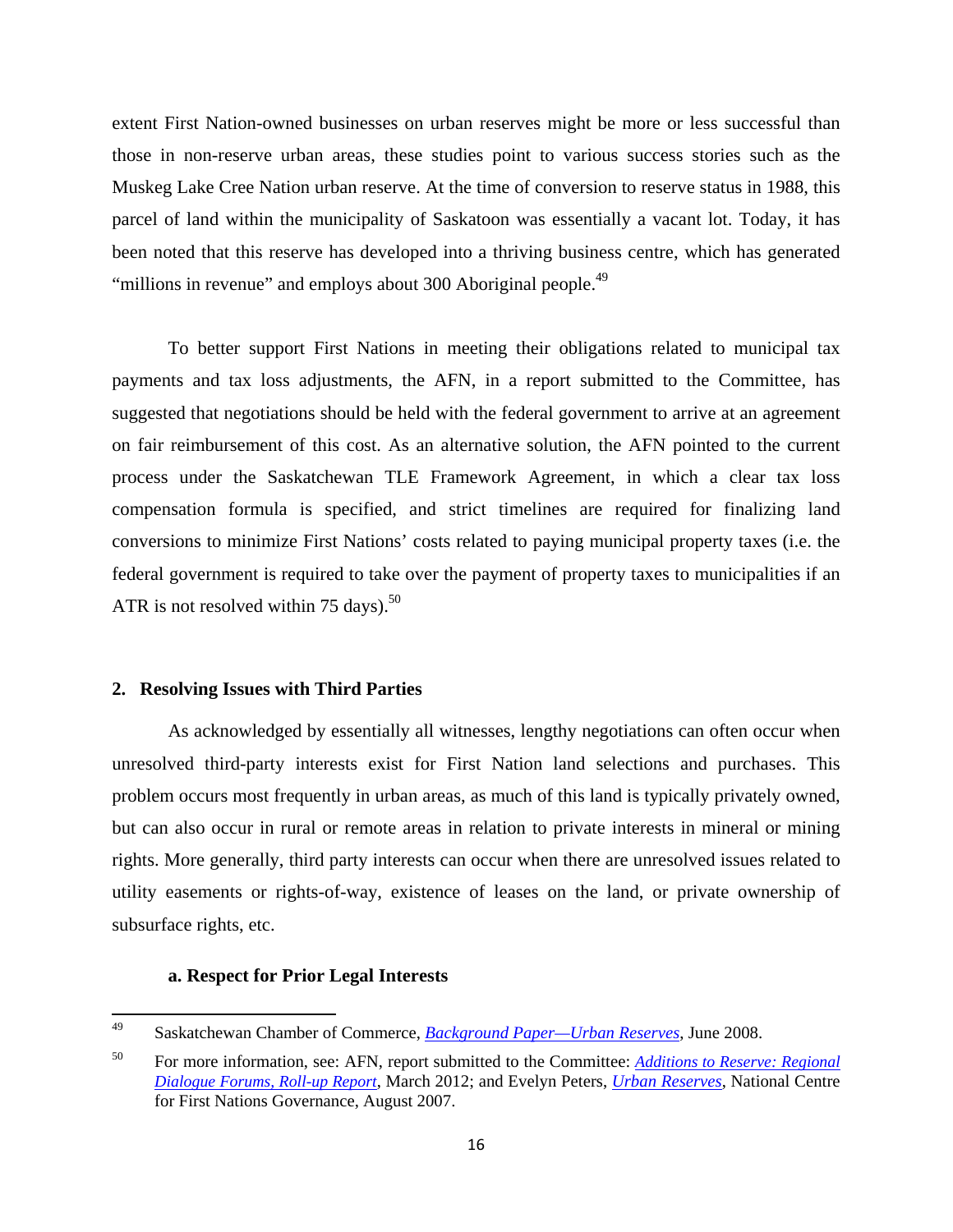extent First Nation-owned businesses on urban reserves might be more or less successful than those in non-reserve urban areas, these studies point to various success stories such as the Muskeg Lake Cree Nation urban reserve. At the time of conversion to reserve status in 1988, this parcel of land within the municipality of Saskatoon was essentially a vacant lot. Today, it has been noted that this reserve has developed into a thriving business centre, which has generated "millions in revenue" and employs about 300 Aboriginal people.[49]

To better support First Nations in meeting their obligations related to municipal tax payments and tax loss adjustments, the AFN, in a report submitted to the Committee, has suggested that negotiations should be held with the federal government to arrive at an agreement on fair reimbursement of this cost. As an alternative solution, the AFN pointed to the current process under the Saskatchewan TLE Framework Agreement, in which a clear tax loss compensation formula is specified, and strict timelines are required for finalizing land conversions to minimize First Nations' costs related to paying municipal property taxes (i.e. the federal government is required to take over the payment of property taxes to municipalities if an ATR is not resolved within 75 days).[50]

## 2. Resolving Issues with Third Parties

As acknowledged by essentially all witnesses, lengthy negotiations can often occur when unresolved third-party interests exist for First Nation land selections and purchases. This problem occurs most frequently in urban areas, as much of this land is typically privately owned, but can also occur in rural or remote areas in relation to private interests in mineral or mining rights. More generally, third party interests can occur when there are unresolved issues related to utility easements or rights-of-way, existence of leases on the land, or private ownership of subsurface rights, etc.

### a. Respect for Prior Legal Interests

---

[49] Saskatchewan Chamber of Commerce, *Background Paper—Urban Reserves*, June 2008.

[50] For more information, see: AFN, report submitted to the Committee: *Additions to Reserve: Regional Dialogue Forums, Roll-up Report*, March 2012; and Evelyn Peters, *Urban Reserves*, National Centre for First Nations Governance, August 2007.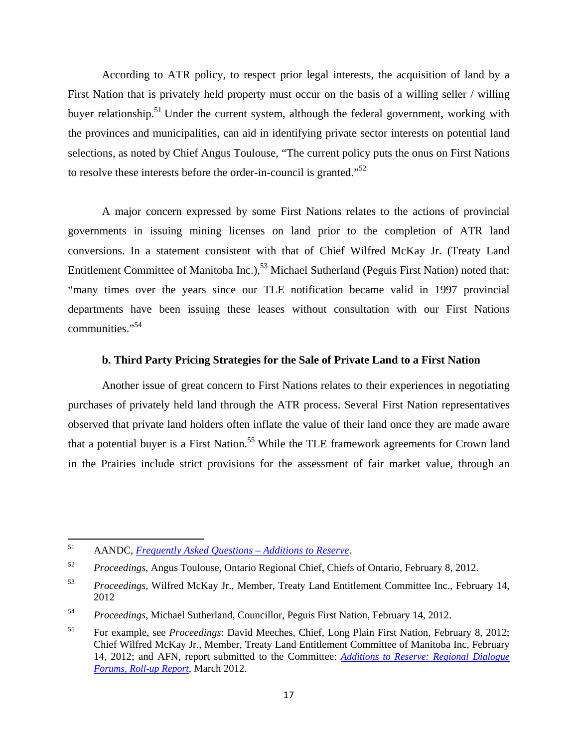According to ATR policy, to respect prior legal interests, the acquisition of land by a First Nation that is privately held property must occur on the basis of a willing seller / willing buyer relationship.[51] Under the current system, although the federal government, working with the provinces and municipalities, can aid in identifying private sector interests on potential land selections, as noted by Chief Angus Toulouse, "The current policy puts the onus on First Nations to resolve these interests before the order-in-council is granted."[52]

A major concern expressed by some First Nations relates to the actions of provincial governments in issuing mining licenses on land prior to the completion of ATR land conversions. In a statement consistent with that of Chief Wilfred McKay Jr. (Treaty Land Entitlement Committee of Manitoba Inc.),[53] Michael Sutherland (Peguis First Nation) noted that: "many times over the years since our TLE notification became valid in 1997 provincial departments have been issuing these leases without consultation with our First Nations communities."[54]

#### b. Third Party Pricing Strategies for the Sale of Private Land to a First Nation

Another issue of great concern to First Nations relates to their experiences in negotiating purchases of privately held land through the ATR process. Several First Nation representatives observed that private land holders often inflate the value of their land once they are made aware that a potential buyer is a First Nation.[55] While the TLE framework agreements for Crown land in the Prairies include strict provisions for the assessment of fair market value, through an

---

[51] AANDC, *Frequently Asked Questions – Additions to Reserve*.

[52] *Proceedings*, Angus Toulouse, Ontario Regional Chief, Chiefs of Ontario, February 8, 2012.

[53] *Proceedings*, Wilfred McKay Jr., Member, Treaty Land Entitlement Committee Inc., February 14, 2012

[54] *Proceedings*, Michael Sutherland, Councillor, Peguis First Nation, February 14, 2012.

[55] For example, see *Proceedings*: David Meeches, Chief, Long Plain First Nation, February 8, 2012; Chief Wilfred McKay Jr., Member, Treaty Land Entitlement Committee of Manitoba Inc, February 14, 2012; and AFN, report submitted to the Committee: *Additions to Reserve: Regional Dialogue Forums, Roll-up Report*, March 2012.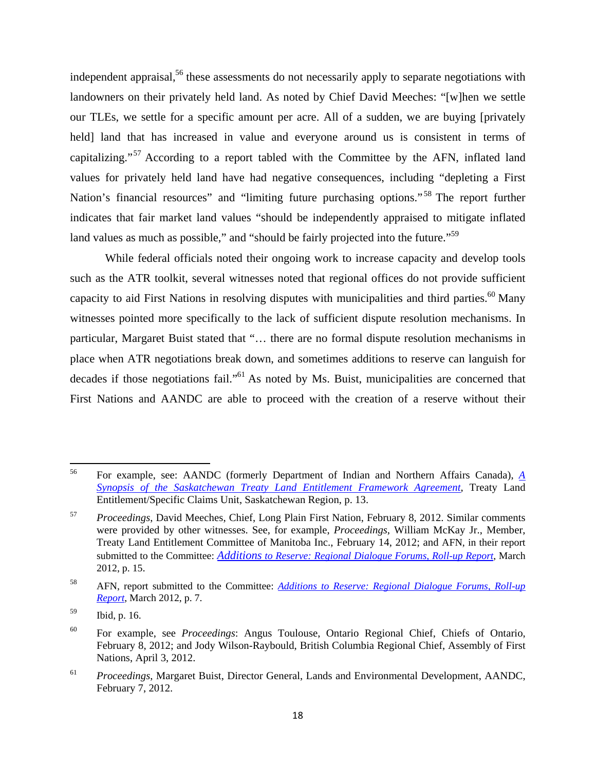independent appraisal,[56] these assessments do not necessarily apply to separate negotiations with landowners on their privately held land. As noted by Chief David Meeches: "[w]hen we settle our TLEs, we settle for a specific amount per acre. All of a sudden, we are buying [privately held] land that has increased in value and everyone around us is consistent in terms of capitalizing."[57] According to a report tabled with the Committee by the AFN, inflated land values for privately held land have had negative consequences, including "depleting a First Nation's financial resources" and "limiting future purchasing options."[58] The report further indicates that fair market land values "should be independently appraised to mitigate inflated land values as much as possible," and "should be fairly projected into the future."[59]

While federal officials noted their ongoing work to increase capacity and develop tools such as the ATR toolkit, several witnesses noted that regional offices do not provide sufficient capacity to aid First Nations in resolving disputes with municipalities and third parties.[60] Many witnesses pointed more specifically to the lack of sufficient dispute resolution mechanisms. In particular, Margaret Buist stated that "… there are no formal dispute resolution mechanisms in place when ATR negotiations break down, and sometimes additions to reserve can languish for decades if those negotiations fail."[61] As noted by Ms. Buist, municipalities are concerned that First Nations and AANDC are able to proceed with the creation of a reserve without their

---

[56] For example, see: AANDC (formerly Department of Indian and Northern Affairs Canada), *A Synopsis of the Saskatchewan Treaty Land Entitlement Framework Agreement*, Treaty Land Entitlement/Specific Claims Unit, Saskatchewan Region, p. 13.

[57] *Proceedings*, David Meeches, Chief, Long Plain First Nation, February 8, 2012. Similar comments were provided by other witnesses. See, for example, *Proceedings*, William McKay Jr., Member, Treaty Land Entitlement Committee of Manitoba Inc., February 14, 2012; and AFN, in their report submitted to the Committee: *Additions to Reserve: Regional Dialogue Forums, Roll-up Report*, March 2012, p. 15.

[58] AFN, report submitted to the Committee: *Additions to Reserve: Regional Dialogue Forums, Roll-up Report*, March 2012, p. 7.

[59] Ibid, p. 16.

[60] For example, see *Proceedings*: Angus Toulouse, Ontario Regional Chief, Chiefs of Ontario, February 8, 2012; and Jody Wilson-Raybould, British Columbia Regional Chief, Assembly of First Nations, April 3, 2012.

[61] *Proceedings*, Margaret Buist, Director General, Lands and Environmental Development, AANDC, February 7, 2012.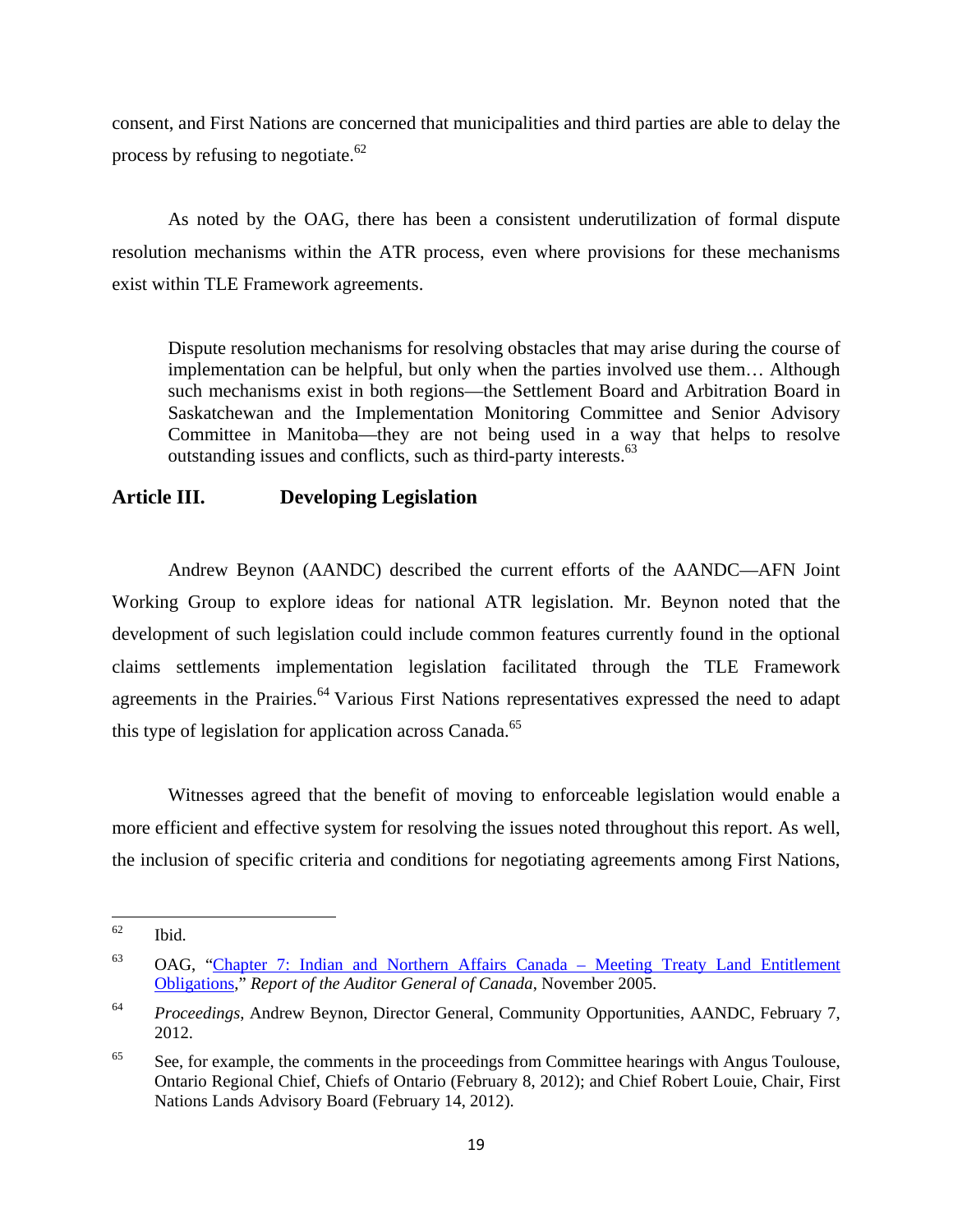consent, and First Nations are concerned that municipalities and third parties are able to delay the process by refusing to negotiate.[62]

As noted by the OAG, there has been a consistent underutilization of formal dispute resolution mechanisms within the ATR process, even where provisions for these mechanisms exist within TLE Framework agreements.

> Dispute resolution mechanisms for resolving obstacles that may arise during the course of implementation can be helpful, but only when the parties involved use them… Although such mechanisms exist in both regions—the Settlement Board and Arbitration Board in Saskatchewan and the Implementation Monitoring Committee and Senior Advisory Committee in Manitoba—they are not being used in a way that helps to resolve outstanding issues and conflicts, such as third-party interests.[63]

## Article III. Developing Legislation

Andrew Beynon (AANDC) described the current efforts of the AANDC—AFN Joint Working Group to explore ideas for national ATR legislation. Mr. Beynon noted that the development of such legislation could include common features currently found in the optional claims settlements implementation legislation facilitated through the TLE Framework agreements in the Prairies.[64] Various First Nations representatives expressed the need to adapt this type of legislation for application across Canada.[65]

Witnesses agreed that the benefit of moving to enforceable legislation would enable a more efficient and effective system for resolving the issues noted throughout this report. As well, the inclusion of specific criteria and conditions for negotiating agreements among First Nations,

---

[62] Ibid.

[63] OAG, "Chapter 7: Indian and Northern Affairs Canada – Meeting Treaty Land Entitlement Obligations," *Report of the Auditor General of Canada*, November 2005.

[64] *Proceedings*, Andrew Beynon, Director General, Community Opportunities, AANDC, February 7, 2012.

[65] See, for example, the comments in the proceedings from Committee hearings with Angus Toulouse, Ontario Regional Chief, Chiefs of Ontario (February 8, 2012); and Chief Robert Louie, Chair, First Nations Lands Advisory Board (February 14, 2012).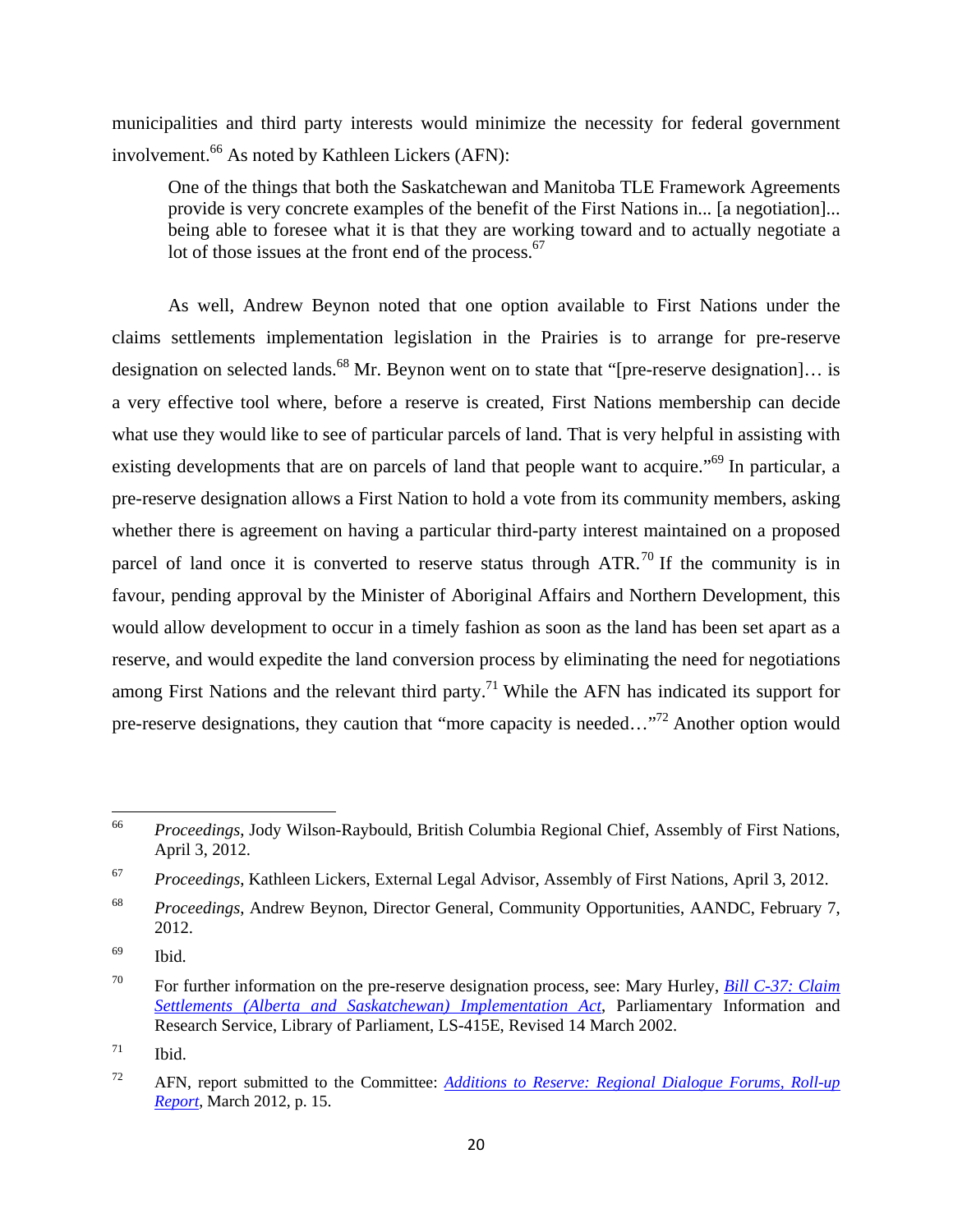municipalities and third party interests would minimize the necessity for federal government involvement.[66] As noted by Kathleen Lickers (AFN):

> One of the things that both the Saskatchewan and Manitoba TLE Framework Agreements provide is very concrete examples of the benefit of the First Nations in... [a negotiation]... being able to foresee what it is that they are working toward and to actually negotiate a lot of those issues at the front end of the process.[67]

As well, Andrew Beynon noted that one option available to First Nations under the claims settlements implementation legislation in the Prairies is to arrange for pre-reserve designation on selected lands.[68] Mr. Beynon went on to state that "[pre-reserve designation]… is a very effective tool where, before a reserve is created, First Nations membership can decide what use they would like to see of particular parcels of land. That is very helpful in assisting with existing developments that are on parcels of land that people want to acquire."[69] In particular, a pre-reserve designation allows a First Nation to hold a vote from its community members, asking whether there is agreement on having a particular third-party interest maintained on a proposed parcel of land once it is converted to reserve status through ATR.[70] If the community is in favour, pending approval by the Minister of Aboriginal Affairs and Northern Development, this would allow development to occur in a timely fashion as soon as the land has been set apart as a reserve, and would expedite the land conversion process by eliminating the need for negotiations among First Nations and the relevant third party.[71] While the AFN has indicated its support for pre-reserve designations, they caution that "more capacity is needed…"[72] Another option would

---

[66] *Proceedings*, Jody Wilson-Raybould, British Columbia Regional Chief, Assembly of First Nations, April 3, 2012.

[67] *Proceedings*, Kathleen Lickers, External Legal Advisor, Assembly of First Nations, April 3, 2012.

[68] *Proceedings*, Andrew Beynon, Director General, Community Opportunities, AANDC, February 7, 2012.

[69] Ibid.

[70] For further information on the pre-reserve designation process, see: Mary Hurley, *Bill C-37: Claim Settlements (Alberta and Saskatchewan) Implementation Act*, Parliamentary Information and Research Service, Library of Parliament, LS-415E, Revised 14 March 2002.

[71] Ibid.

[72] AFN, report submitted to the Committee: *Additions to Reserve: Regional Dialogue Forums, Roll-up Report*, March 2012, p. 15.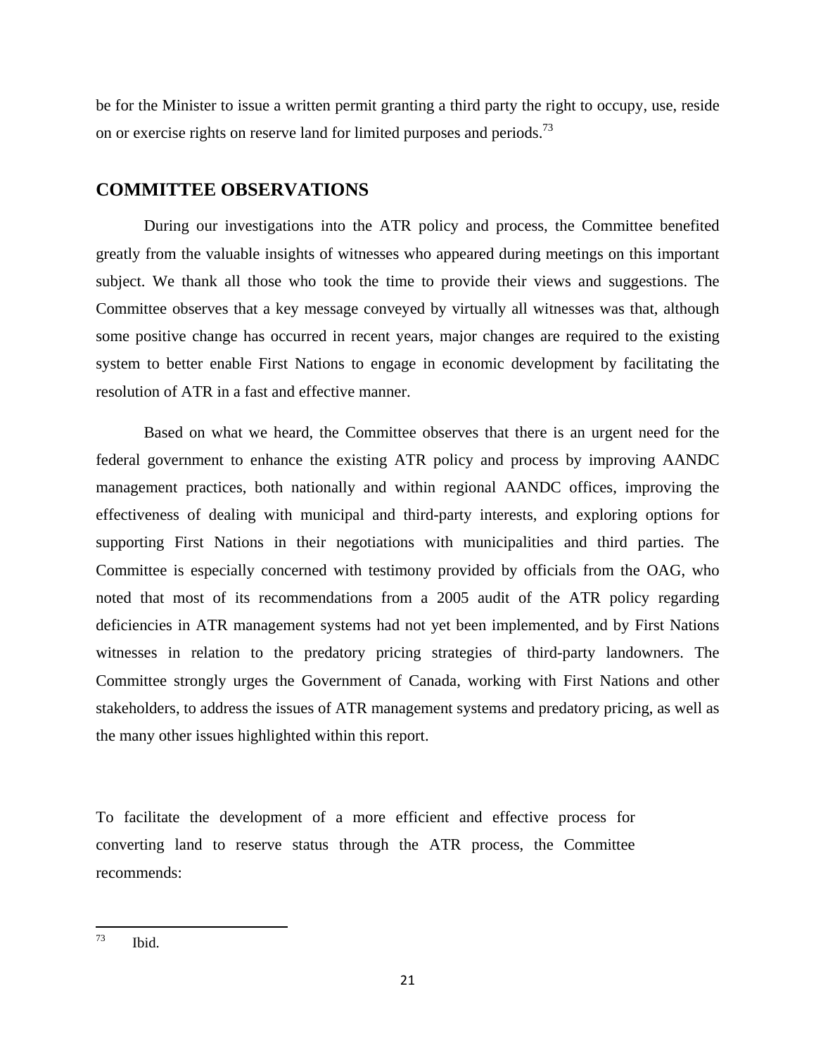be for the Minister to issue a written permit granting a third party the right to occupy, use, reside on or exercise rights on reserve land for limited purposes and periods.[73]

## COMMITTEE OBSERVATIONS

During our investigations into the ATR policy and process, the Committee benefited greatly from the valuable insights of witnesses who appeared during meetings on this important subject. We thank all those who took the time to provide their views and suggestions. The Committee observes that a key message conveyed by virtually all witnesses was that, although some positive change has occurred in recent years, major changes are required to the existing system to better enable First Nations to engage in economic development by facilitating the resolution of ATR in a fast and effective manner.

Based on what we heard, the Committee observes that there is an urgent need for the federal government to enhance the existing ATR policy and process by improving AANDC management practices, both nationally and within regional AANDC offices, improving the effectiveness of dealing with municipal and third-party interests, and exploring options for supporting First Nations in their negotiations with municipalities and third parties. The Committee is especially concerned with testimony provided by officials from the OAG, who noted that most of its recommendations from a 2005 audit of the ATR policy regarding deficiencies in ATR management systems had not yet been implemented, and by First Nations witnesses in relation to the predatory pricing strategies of third-party landowners. The Committee strongly urges the Government of Canada, working with First Nations and other stakeholders, to address the issues of ATR management systems and predatory pricing, as well as the many other issues highlighted within this report.

To facilitate the development of a more efficient and effective process for converting land to reserve status through the ATR process, the Committee recommends:

---

[73] Ibid.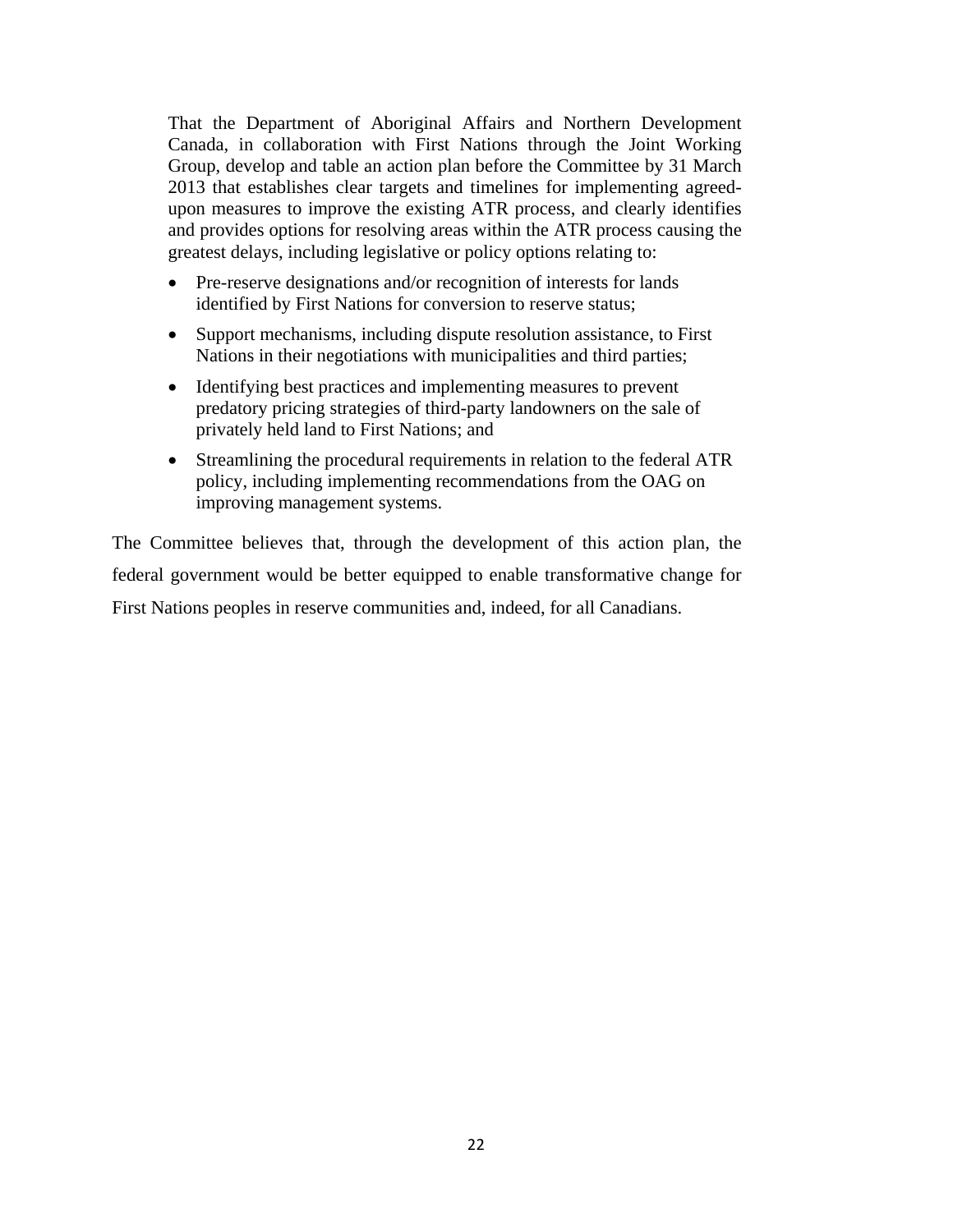> That the Department of Aboriginal Affairs and Northern Development Canada, in collaboration with First Nations through the Joint Working Group, develop and table an action plan before the Committee by 31 March 2013 that establishes clear targets and timelines for implementing agreed-upon measures to improve the existing ATR process, and clearly identifies and provides options for resolving areas within the ATR process causing the greatest delays, including legislative or policy options relating to:
>
> - Pre-reserve designations and/or recognition of interests for lands identified by First Nations for conversion to reserve status;
> - Support mechanisms, including dispute resolution assistance, to First Nations in their negotiations with municipalities and third parties;
> - Identifying best practices and implementing measures to prevent predatory pricing strategies of third-party landowners on the sale of privately held land to First Nations; and
> - Streamlining the procedural requirements in relation to the federal ATR policy, including implementing recommendations from the OAG on improving management systems.

The Committee believes that, through the development of this action plan, the federal government would be better equipped to enable transformative change for First Nations peoples in reserve communities and, indeed, for all Canadians.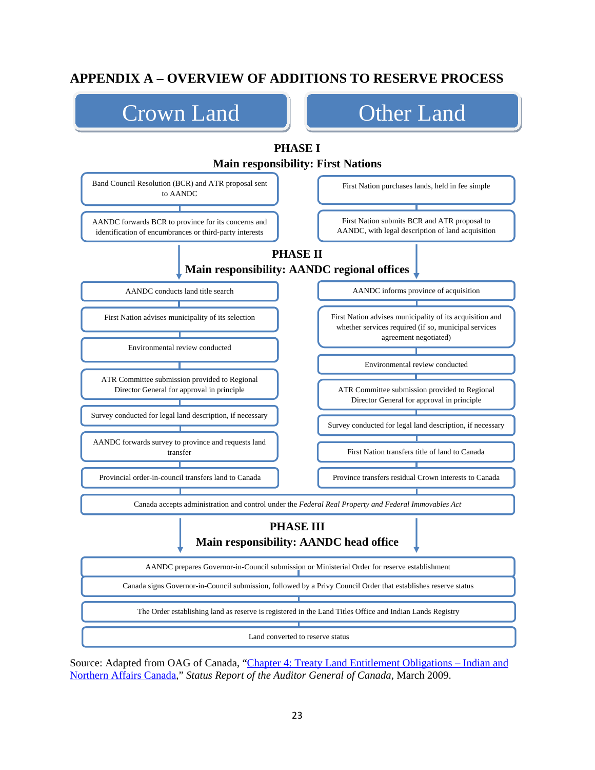## APPENDIX A – OVERVIEW OF ADDITIONS TO RESERVE PROCESS

| Crown Land | Other Land |
|---|---|
| **PHASE I — Main responsibility: First Nations** | |
| Band Council Resolution (BCR) and ATR proposal sent to AANDC | First Nation purchases lands, held in fee simple |
| AANDC forwards BCR to province for its concerns and identification of encumbrances or third-party interests | First Nation submits BCR and ATR proposal to AANDC, with legal description of land acquisition |
| **PHASE II — Main responsibility: AANDC regional offices** | |
| AANDC conducts land title search | AANDC informs province of acquisition |
| First Nation advises municipality of its selection | First Nation advises municipality of its acquisition and whether services required (if so, municipal services agreement negotiated) |
| Environmental review conducted | Environmental review conducted |
| ATR Committee submission provided to Regional Director General for approval in principle | ATR Committee submission provided to Regional Director General for approval in principle |
| Survey conducted for legal land description, if necessary | Survey conducted for legal land description, if necessary |
| AANDC forwards survey to province and requests land transfer | First Nation transfers title of land to Canada |
| Provincial order-in-council transfers land to Canada | Province transfers residual Crown interests to Canada |
| Canada accepts administration and control under the *Federal Real Property and Federal Immovables Act* | |
| **PHASE III — Main responsibility: AANDC head office** | |
| AANDC prepares Governor-in-Council submission or Ministerial Order for reserve establishment | |
| Canada signs Governor-in-Council submission, followed by a Privy Council Order that establishes reserve status | |
| The Order establishing land as reserve is registered in the Land Titles Office and Indian Lands Registry | |
| Land converted to reserve status | |

Source: Adapted from OAG of Canada, "Chapter 4: Treaty Land Entitlement Obligations – Indian and Northern Affairs Canada," *Status Report of the Auditor General of Canada*, March 2009.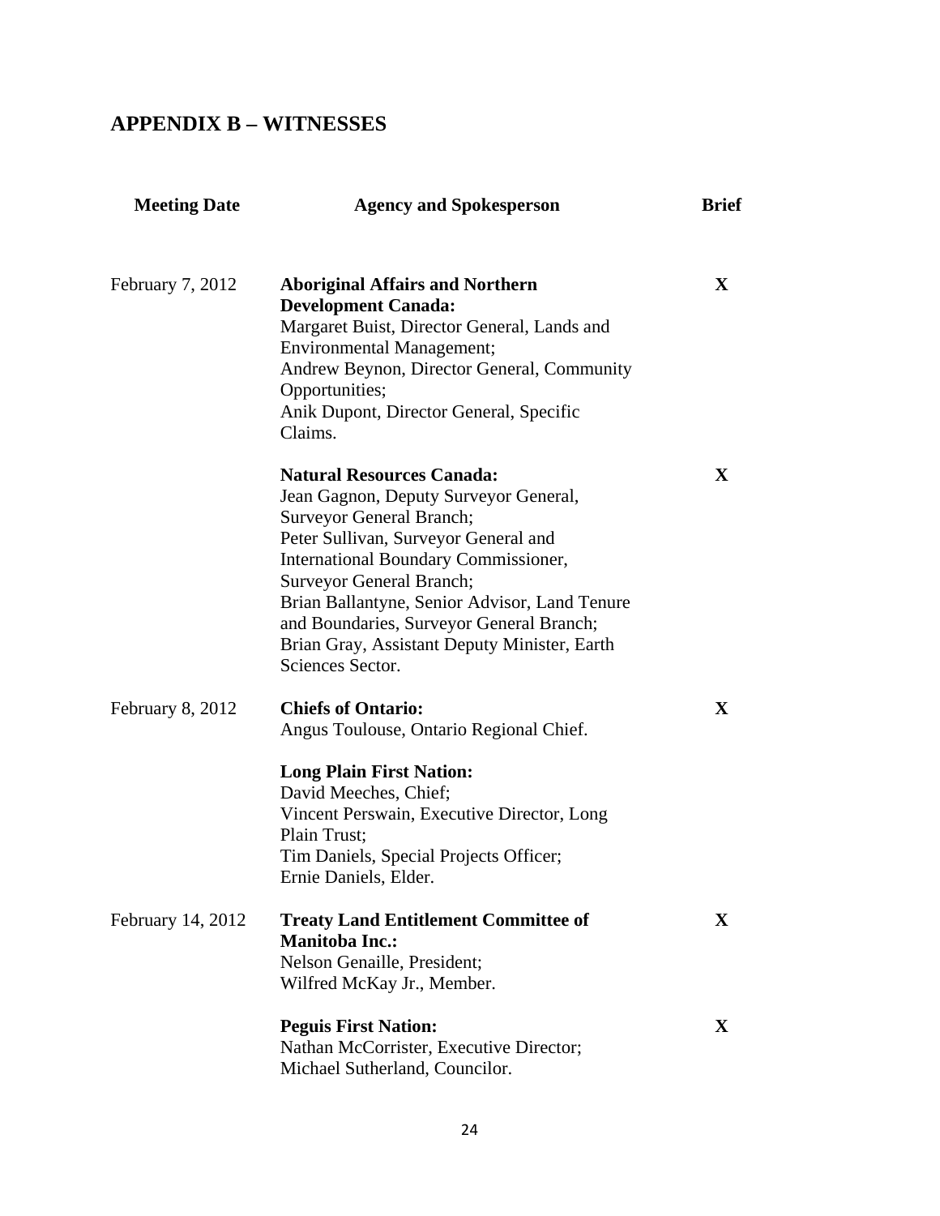## APPENDIX B – WITNESSES

| Meeting Date | Agency and Spokesperson | Brief |
|---|---|---|
| February 7, 2012 | **Aboriginal Affairs and Northern Development Canada:** Margaret Buist, Director General, Lands and Environmental Management; Andrew Beynon, Director General, Community Opportunities; Anik Dupont, Director General, Specific Claims. | X |
| | **Natural Resources Canada:** Jean Gagnon, Deputy Surveyor General, Surveyor General Branch; Peter Sullivan, Surveyor General and International Boundary Commissioner, Surveyor General Branch; Brian Ballantyne, Senior Advisor, Land Tenure and Boundaries, Surveyor General Branch; Brian Gray, Assistant Deputy Minister, Earth Sciences Sector. | X |
| February 8, 2012 | **Chiefs of Ontario:** Angus Toulouse, Ontario Regional Chief. | X |
| | **Long Plain First Nation:** David Meeches, Chief; Vincent Perswain, Executive Director, Long Plain Trust; Tim Daniels, Special Projects Officer; Ernie Daniels, Elder. | |
| February 14, 2012 | **Treaty Land Entitlement Committee of Manitoba Inc.:** Nelson Genaille, President; Wilfred McKay Jr., Member. | X |
| | **Peguis First Nation:** Nathan McCorrister, Executive Director; Michael Sutherland, Councilor. | X |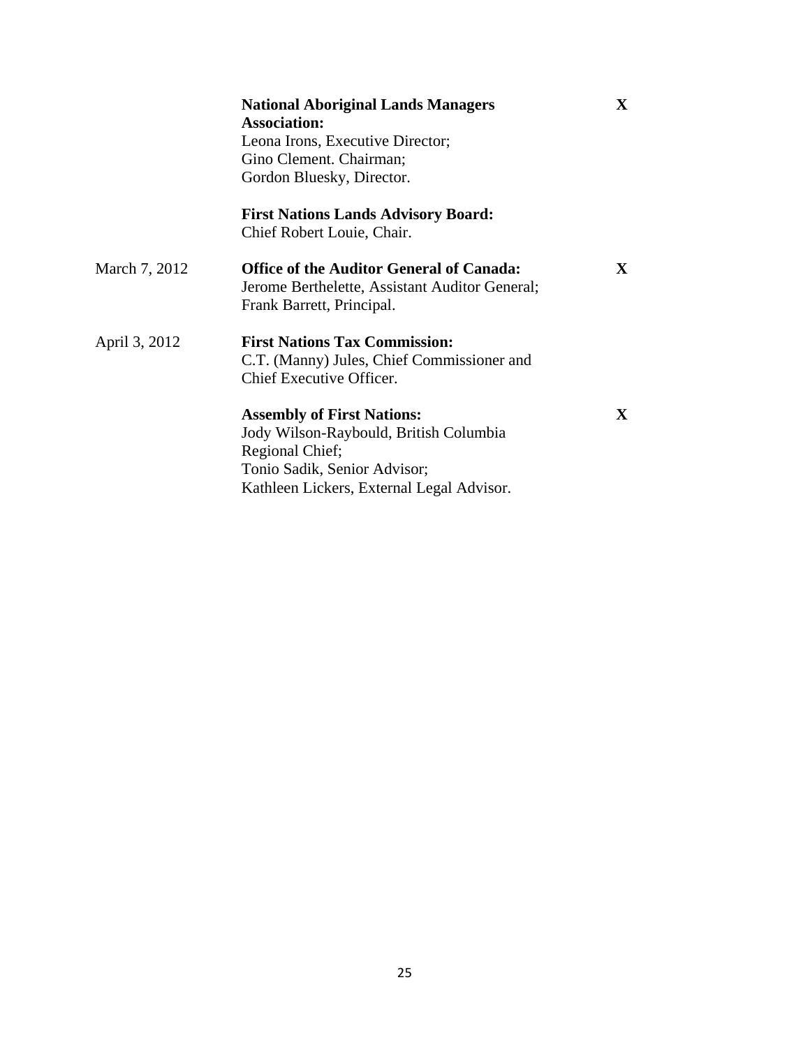| | | |
|---|---|---|
| | **National Aboriginal Lands Managers Association:**<br>Leona Irons, Executive Director;<br>Gino Clement. Chairman;<br>Gordon Bluesky, Director. | **X** |
| | **First Nations Lands Advisory Board:**<br>Chief Robert Louie, Chair. | |
| March 7, 2012 | **Office of the Auditor General of Canada:**<br>Jerome Berthelette, Assistant Auditor General;<br>Frank Barrett, Principal. | **X** |
| April 3, 2012 | **First Nations Tax Commission:**<br>C.T. (Manny) Jules, Chief Commissioner and Chief Executive Officer. | |
| | **Assembly of First Nations:**<br>Jody Wilson-Raybould, British Columbia Regional Chief;<br>Tonio Sadik, Senior Advisor;<br>Kathleen Lickers, External Legal Advisor. | **X** |